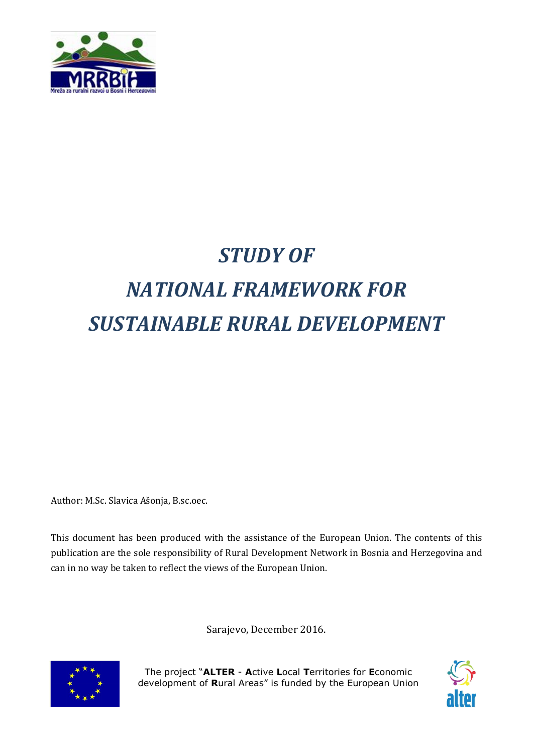# *STUDY OF NATIONAL FRAMEWORK FOR SUSTAINABLE RURAL DEVELOPMENT*

Author: M.Sc. Slavica Ašonja, B.sc.oec.

This document has been produced with the assistance of the European Union. The contents of this publication are the sole responsibility of Rural Development Network in Bosnia and Herzegovina and can in no way be taken to reflect the views of the European Union.

Sarajevo, December 2016.

The project "**ALTER** - **A**ctive **L**ocal **T**erritories for **E**conomic development of **R**ural Areas" is funded by the European Union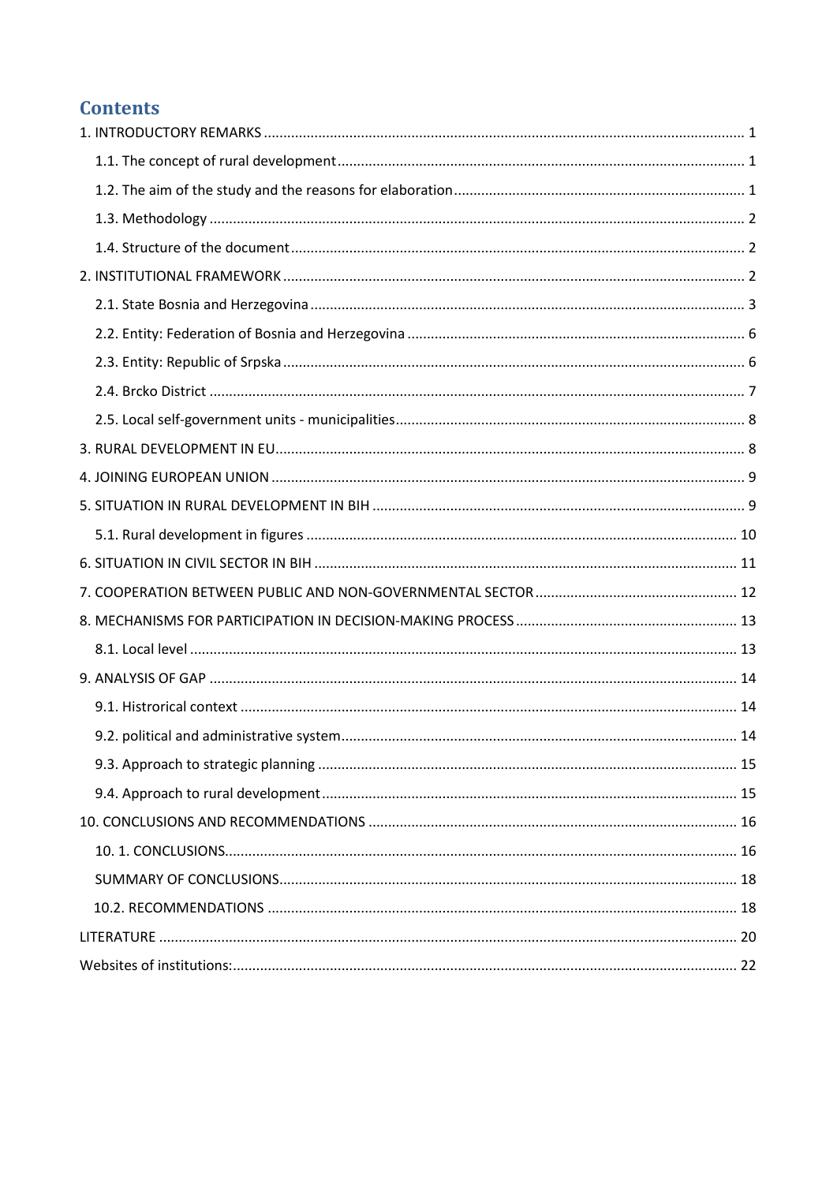# Contents

1. INTRODUCTORY REMARKS ... 1
   - 1.1. The concept of rural development ... 1
   - 1.2. The aim of the study and the reasons for elaboration ... 1
   - 1.3. Methodology ... 2
   - 1.4. Structure of the document ... 2
2. INSTITUTIONAL FRAMEWORK ... 2
   - 2.1. State Bosnia and Herzegovina ... 3
   - 2.2. Entity: Federation of Bosnia and Herzegovina ... 6
   - 2.3. Entity: Republic of Srpska ... 6
   - 2.4. Brcko District ... 7
   - 2.5. Local self-government units - municipalities ... 8
3. RURAL DEVELOPMENT IN EU ... 8
4. JOINING EUROPEAN UNION ... 9
5. SITUATION IN RURAL DEVELOPMENT IN BIH ... 9
   - 5.1. Rural development in figures ... 10
6. SITUATION IN CIVIL SECTOR IN BIH ... 11
7. COOPERATION BETWEEN PUBLIC AND NON-GOVERNMENTAL SECTOR ... 12
8. MECHANISMS FOR PARTICIPATION IN DECISION-MAKING PROCESS ... 13
   - 8.1. Local level ... 13
9. ANALYSIS OF GAP ... 14
   - 9.1. Histrorical context ... 14
   - 9.2. political and administrative system ... 14
   - 9.3. Approach to strategic planning ... 15
   - 9.4. Approach to rural development ... 15
10. CONCLUSIONS AND RECOMMENDATIONS ... 16
    - 10. 1. CONCLUSIONS ... 16
    - SUMMARY OF CONCLUSIONS ... 18
    - 10.2. RECOMMENDATIONS ... 18

LITERATURE ... 20

Websites of institutions: ... 22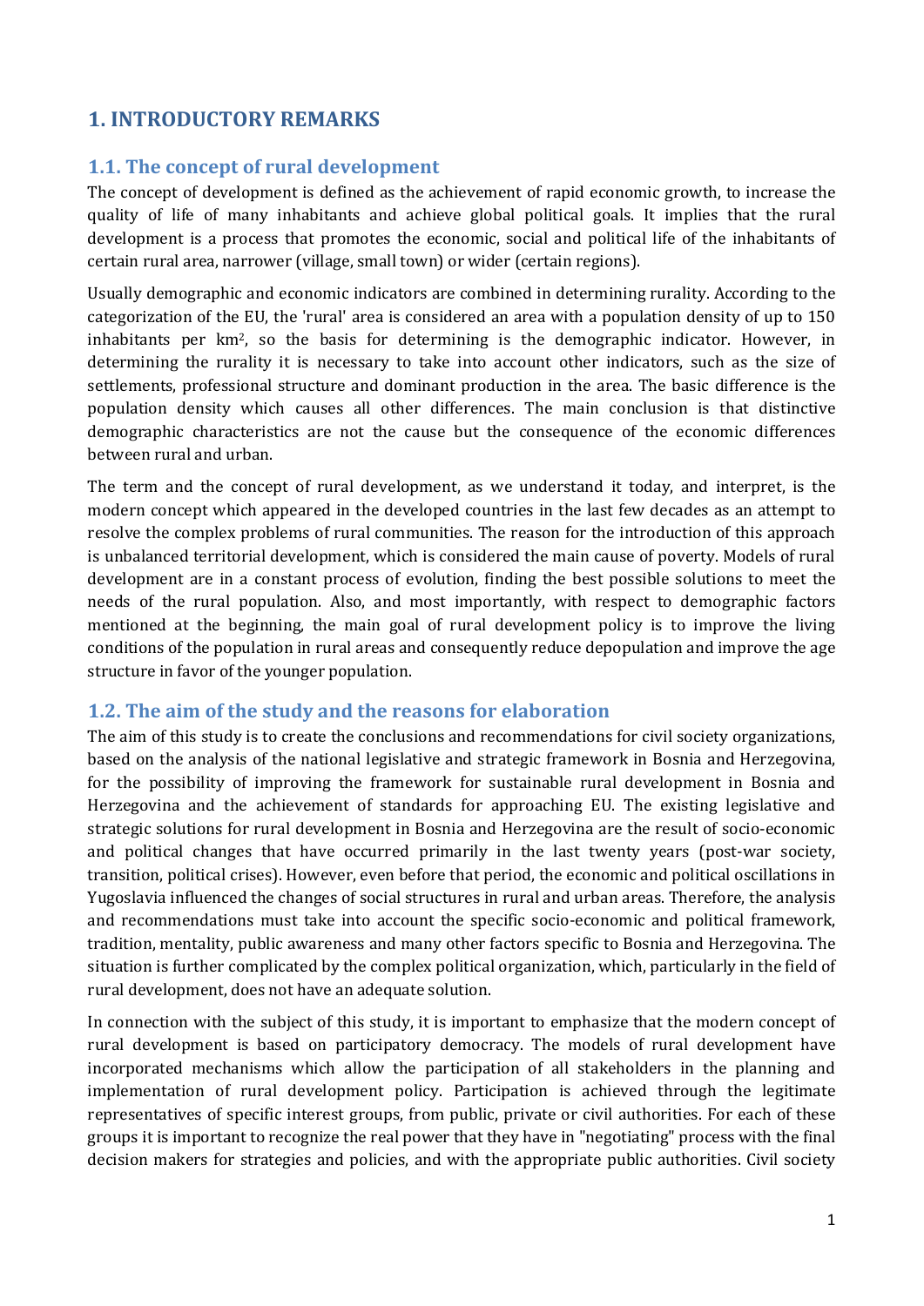# 1. INTRODUCTORY REMARKS

## 1.1. The concept of rural development

The concept of development is defined as the achievement of rapid economic growth, to increase the quality of life of many inhabitants and achieve global political goals. It implies that the rural development is a process that promotes the economic, social and political life of the inhabitants of certain rural area, narrower (village, small town) or wider (certain regions).

Usually demographic and economic indicators are combined in determining rurality. According to the categorization of the EU, the 'rural' area is considered an area with a population density of up to 150 inhabitants per km$^2$, so the basis for determining is the demographic indicator. However, in determining the rurality it is necessary to take into account other indicators, such as the size of settlements, professional structure and dominant production in the area. The basic difference is the population density which causes all other differences. The main conclusion is that distinctive demographic characteristics are not the cause but the consequence of the economic differences between rural and urban.

The term and the concept of rural development, as we understand it today, and interpret, is the modern concept which appeared in the developed countries in the last few decades as an attempt to resolve the complex problems of rural communities. The reason for the introduction of this approach is unbalanced territorial development, which is considered the main cause of poverty. Models of rural development are in a constant process of evolution, finding the best possible solutions to meet the needs of the rural population. Also, and most importantly, with respect to demographic factors mentioned at the beginning, the main goal of rural development policy is to improve the living conditions of the population in rural areas and consequently reduce depopulation and improve the age structure in favor of the younger population.

## 1.2. The aim of the study and the reasons for elaboration

The aim of this study is to create the conclusions and recommendations for civil society organizations, based on the analysis of the national legislative and strategic framework in Bosnia and Herzegovina, for the possibility of improving the framework for sustainable rural development in Bosnia and Herzegovina and the achievement of standards for approaching EU. The existing legislative and strategic solutions for rural development in Bosnia and Herzegovina are the result of socio-economic and political changes that have occurred primarily in the last twenty years (post-war society, transition, political crises). However, even before that period, the economic and political oscillations in Yugoslavia influenced the changes of social structures in rural and urban areas. Therefore, the analysis and recommendations must take into account the specific socio-economic and political framework, tradition, mentality, public awareness and many other factors specific to Bosnia and Herzegovina. The situation is further complicated by the complex political organization, which, particularly in the field of rural development, does not have an adequate solution.

In connection with the subject of this study, it is important to emphasize that the modern concept of rural development is based on participatory democracy. The models of rural development have incorporated mechanisms which allow the participation of all stakeholders in the planning and implementation of rural development policy. Participation is achieved through the legitimate representatives of specific interest groups, from public, private or civil authorities. For each of these groups it is important to recognize the real power that they have in "negotiating" process with the final decision makers for strategies and policies, and with the appropriate public authorities. Civil society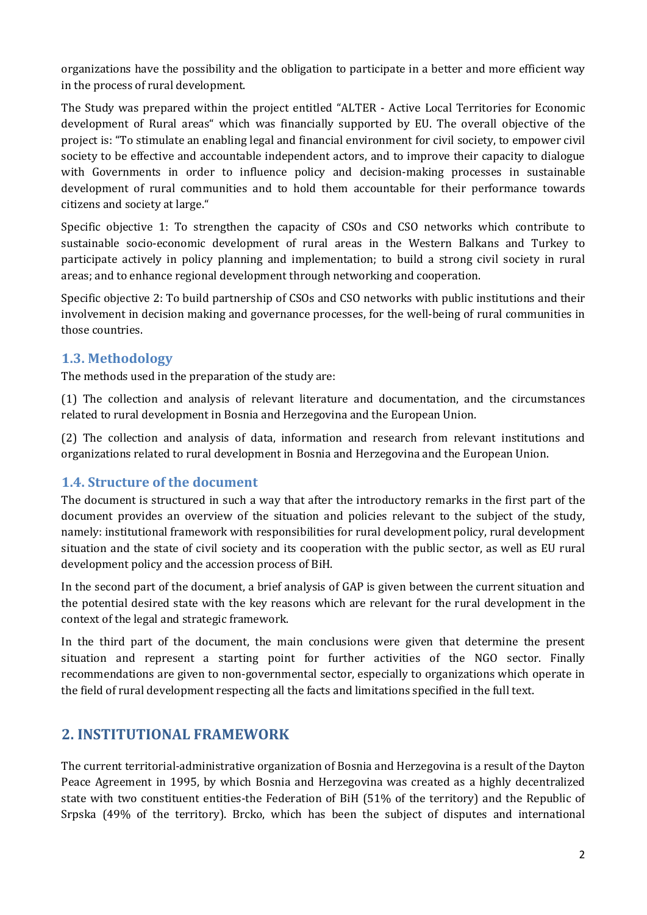organizations have the possibility and the obligation to participate in a better and more efficient way in the process of rural development.

The Study was prepared within the project entitled "ALTER - Active Local Territories for Economic development of Rural areas" which was financially supported by EU. The overall objective of the project is: "To stimulate an enabling legal and financial environment for civil society, to empower civil society to be effective and accountable independent actors, and to improve their capacity to dialogue with Governments in order to influence policy and decision-making processes in sustainable development of rural communities and to hold them accountable for their performance towards citizens and society at large."

Specific objective 1: To strengthen the capacity of CSOs and CSO networks which contribute to sustainable socio-economic development of rural areas in the Western Balkans and Turkey to participate actively in policy planning and implementation; to build a strong civil society in rural areas; and to enhance regional development through networking and cooperation.

Specific objective 2: To build partnership of CSOs and CSO networks with public institutions and their involvement in decision making and governance processes, for the well-being of rural communities in those countries.

### 1.3. Methodology

The methods used in the preparation of the study are:

(1) The collection and analysis of relevant literature and documentation, and the circumstances related to rural development in Bosnia and Herzegovina and the European Union.

(2) The collection and analysis of data, information and research from relevant institutions and organizations related to rural development in Bosnia and Herzegovina and the European Union.

### 1.4. Structure of the document

The document is structured in such a way that after the introductory remarks in the first part of the document provides an overview of the situation and policies relevant to the subject of the study, namely: institutional framework with responsibilities for rural development policy, rural development situation and the state of civil society and its cooperation with the public sector, as well as EU rural development policy and the accession process of BiH.

In the second part of the document, a brief analysis of GAP is given between the current situation and the potential desired state with the key reasons which are relevant for the rural development in the context of the legal and strategic framework.

In the third part of the document, the main conclusions were given that determine the present situation and represent a starting point for further activities of the NGO sector. Finally recommendations are given to non-governmental sector, especially to organizations which operate in the field of rural development respecting all the facts and limitations specified in the full text.

## 2. INSTITUTIONAL FRAMEWORK

The current territorial-administrative organization of Bosnia and Herzegovina is a result of the Dayton Peace Agreement in 1995, by which Bosnia and Herzegovina was created as a highly decentralized state with two constituent entities-the Federation of BiH (51% of the territory) and the Republic of Srpska (49% of the territory). Brcko, which has been the subject of disputes and international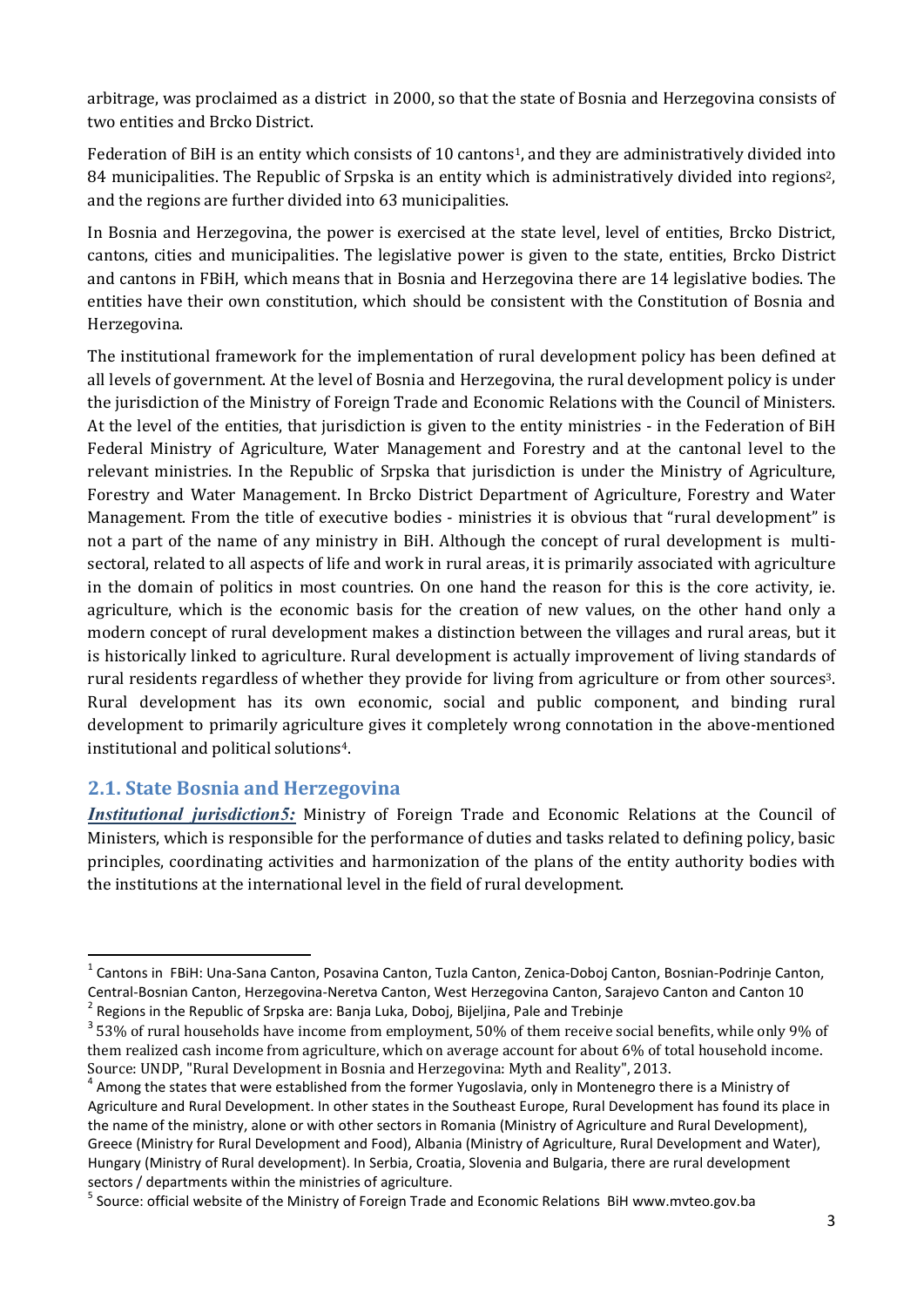arbitrage, was proclaimed as a district in 2000, so that the state of Bosnia and Herzegovina consists of two entities and Brcko District.

Federation of BiH is an entity which consists of 10 cantons[1], and they are administratively divided into 84 municipalities. The Republic of Srpska is an entity which is administratively divided into regions[2], and the regions are further divided into 63 municipalities.

In Bosnia and Herzegovina, the power is exercised at the state level, level of entities, Brcko District, cantons, cities and municipalities. The legislative power is given to the state, entities, Brcko District and cantons in FBiH, which means that in Bosnia and Herzegovina there are 14 legislative bodies. The entities have their own constitution, which should be consistent with the Constitution of Bosnia and Herzegovina.

The institutional framework for the implementation of rural development policy has been defined at all levels of government. At the level of Bosnia and Herzegovina, the rural development policy is under the jurisdiction of the Ministry of Foreign Trade and Economic Relations with the Council of Ministers. At the level of the entities, that jurisdiction is given to the entity ministries - in the Federation of BiH Federal Ministry of Agriculture, Water Management and Forestry and at the cantonal level to the relevant ministries. In the Republic of Srpska that jurisdiction is under the Ministry of Agriculture, Forestry and Water Management. In Brcko District Department of Agriculture, Forestry and Water Management. From the title of executive bodies - ministries it is obvious that "rural development" is not a part of the name of any ministry in BiH. Although the concept of rural development is multi-sectoral, related to all aspects of life and work in rural areas, it is primarily associated with agriculture in the domain of politics in most countries. On one hand the reason for this is the core activity, ie. agriculture, which is the economic basis for the creation of new values, on the other hand only a modern concept of rural development makes a distinction between the villages and rural areas, but it is historically linked to agriculture. Rural development is actually improvement of living standards of rural residents regardless of whether they provide for living from agriculture or from other sources[3]. Rural development has its own economic, social and public component, and binding rural development to primarily agriculture gives it completely wrong connotation in the above-mentioned institutional and political solutions[4].

## 2.1. State Bosnia and Herzegovina

***Institutional jurisdiction5:*** Ministry of Foreign Trade and Economic Relations at the Council of Ministers, which is responsible for the performance of duties and tasks related to defining policy, basic principles, coordinating activities and harmonization of the plans of the entity authority bodies with the institutions at the international level in the field of rural development.

---

[1] Cantons in FBiH: Una-Sana Canton, Posavina Canton, Tuzla Canton, Zenica-Doboj Canton, Bosnian-Podrinje Canton, Central-Bosnian Canton, Herzegovina-Neretva Canton, West Herzegovina Canton, Sarajevo Canton and Canton 10

[2] Regions in the Republic of Srpska are: Banja Luka, Doboj, Bijeljina, Pale and Trebinje

[3] 53% of rural households have income from employment, 50% of them receive social benefits, while only 9% of them realized cash income from agriculture, which on average account for about 6% of total household income. Source: UNDP, "Rural Development in Bosnia and Herzegovina: Myth and Reality", 2013.

[4] Among the states that were established from the former Yugoslavia, only in Montenegro there is a Ministry of Agriculture and Rural Development. In other states in the Southeast Europe, Rural Development has found its place in the name of the ministry, alone or with other sectors in Romania (Ministry of Agriculture and Rural Development), Greece (Ministry for Rural Development and Food), Albania (Ministry of Agriculture, Rural Development and Water), Hungary (Ministry of Rural development). In Serbia, Croatia, Slovenia and Bulgaria, there are rural development sectors / departments within the ministries of agriculture.

[5] Source: official website of the Ministry of Foreign Trade and Economic Relations BiH www.mvteo.gov.ba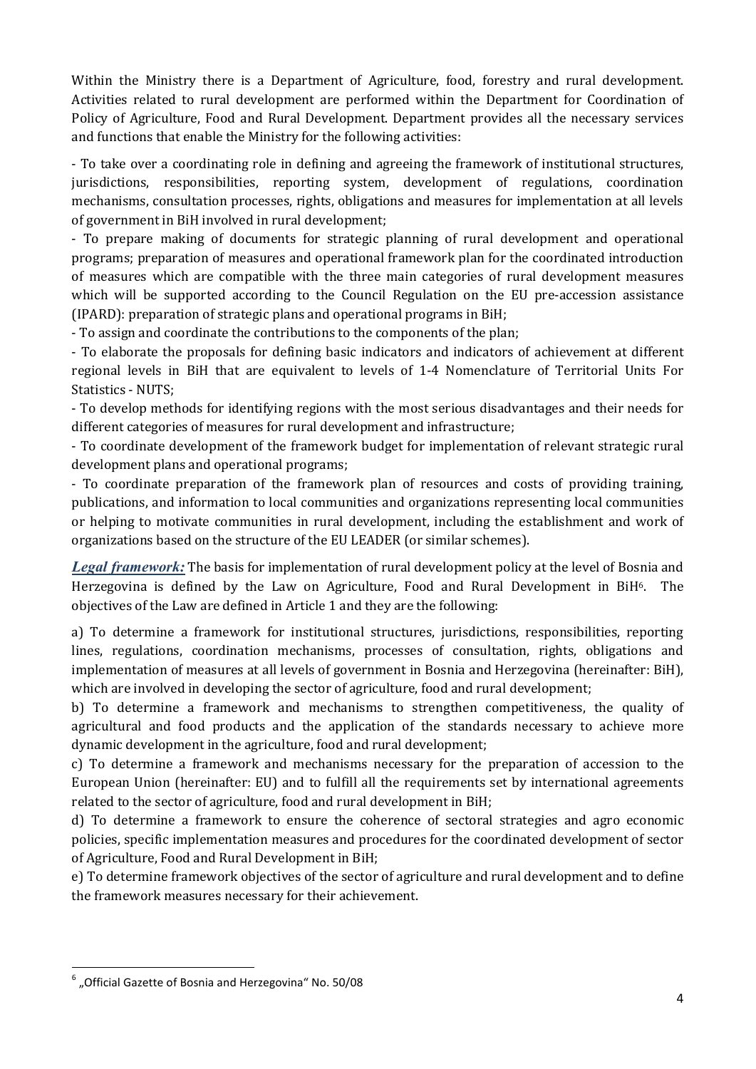Within the Ministry there is a Department of Agriculture, food, forestry and rural development. Activities related to rural development are performed within the Department for Coordination of Policy of Agriculture, Food and Rural Development. Department provides all the necessary services and functions that enable the Ministry for the following activities:

- To take over a coordinating role in defining and agreeing the framework of institutional structures, jurisdictions, responsibilities, reporting system, development of regulations, coordination mechanisms, consultation processes, rights, obligations and measures for implementation at all levels of government in BiH involved in rural development;
- To prepare making of documents for strategic planning of rural development and operational programs; preparation of measures and operational framework plan for the coordinated introduction of measures which are compatible with the three main categories of rural development measures which will be supported according to the Council Regulation on the EU pre-accession assistance (IPARD): preparation of strategic plans and operational programs in BiH;
- To assign and coordinate the contributions to the components of the plan;
- To elaborate the proposals for defining basic indicators and indicators of achievement at different regional levels in BiH that are equivalent to levels of 1-4 Nomenclature of Territorial Units For Statistics - NUTS;
- To develop methods for identifying regions with the most serious disadvantages and their needs for different categories of measures for rural development and infrastructure;
- To coordinate development of the framework budget for implementation of relevant strategic rural development plans and operational programs;
- To coordinate preparation of the framework plan of resources and costs of providing training, publications, and information to local communities and organizations representing local communities or helping to motivate communities in rural development, including the establishment and work of organizations based on the structure of the EU LEADER (or similar schemes).

***Legal framework:*** The basis for implementation of rural development policy at the level of Bosnia and Herzegovina is defined by the Law on Agriculture, Food and Rural Development in BiH[6]. The objectives of the Law are defined in Article 1 and they are the following:

a) To determine a framework for institutional structures, jurisdictions, responsibilities, reporting lines, regulations, coordination mechanisms, processes of consultation, rights, obligations and implementation of measures at all levels of government in Bosnia and Herzegovina (hereinafter: BiH), which are involved in developing the sector of agriculture, food and rural development;

b) To determine a framework and mechanisms to strengthen competitiveness, the quality of agricultural and food products and the application of the standards necessary to achieve more dynamic development in the agriculture, food and rural development;

c) To determine a framework and mechanisms necessary for the preparation of accession to the European Union (hereinafter: EU) and to fulfill all the requirements set by international agreements related to the sector of agriculture, food and rural development in BiH;

d) To determine a framework to ensure the coherence of sectoral strategies and agro economic policies, specific implementation measures and procedures for the coordinated development of sector of Agriculture, Food and Rural Development in BiH;

e) To determine framework objectives of the sector of agriculture and rural development and to define the framework measures necessary for their achievement.

---

[6] „Official Gazette of Bosnia and Herzegovina" No. 50/08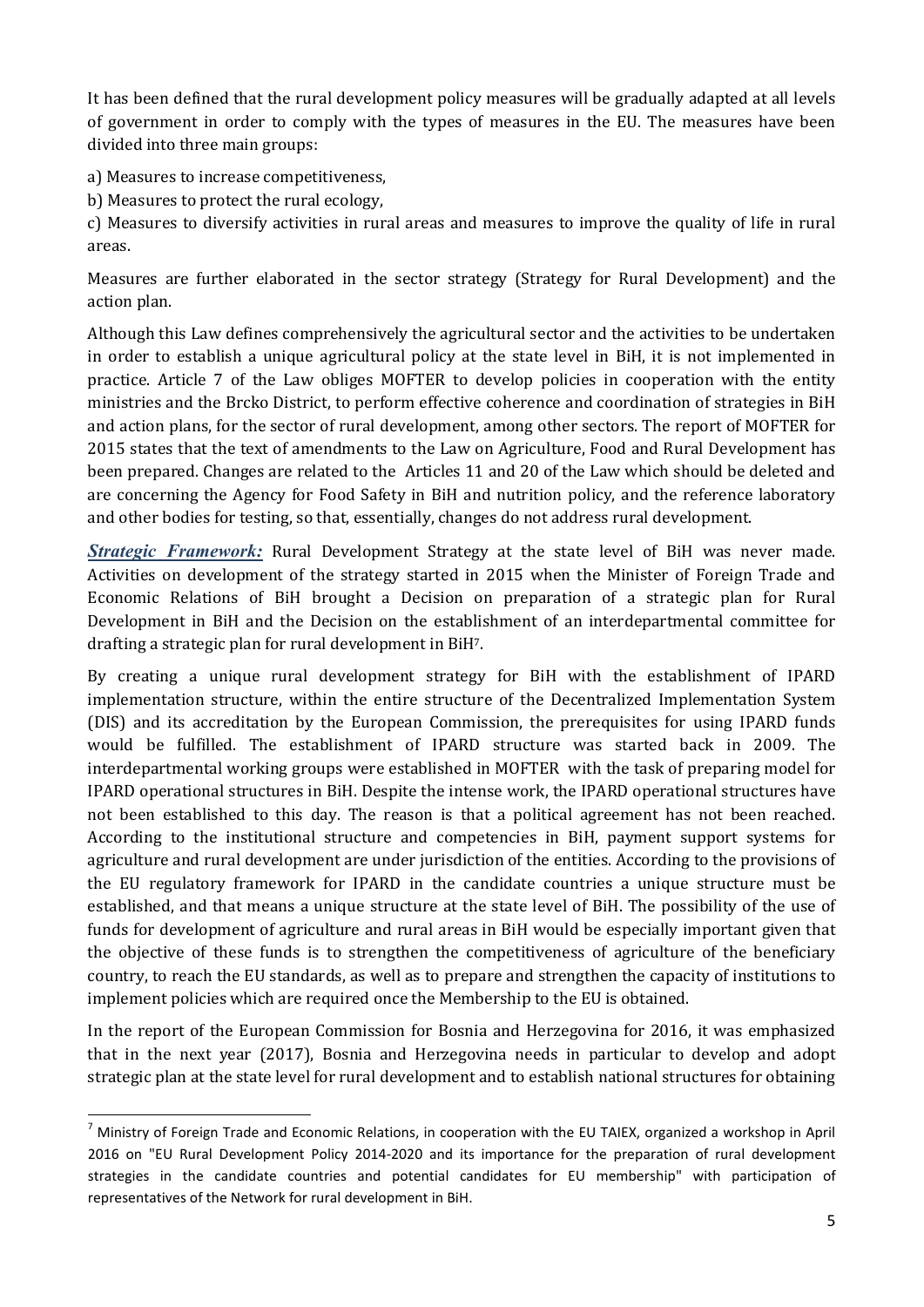It has been defined that the rural development policy measures will be gradually adapted at all levels of government in order to comply with the types of measures in the EU. The measures have been divided into three main groups:

a) Measures to increase competitiveness,

b) Measures to protect the rural ecology,

c) Measures to diversify activities in rural areas and measures to improve the quality of life in rural areas.

Measures are further elaborated in the sector strategy (Strategy for Rural Development) and the action plan.

Although this Law defines comprehensively the agricultural sector and the activities to be undertaken in order to establish a unique agricultural policy at the state level in BiH, it is not implemented in practice. Article 7 of the Law obliges MOFTER to develop policies in cooperation with the entity ministries and the Brcko District, to perform effective coherence and coordination of strategies in BiH and action plans, for the sector of rural development, among other sectors. The report of MOFTER for 2015 states that the text of amendments to the Law on Agriculture, Food and Rural Development has been prepared. Changes are related to the Articles 11 and 20 of the Law which should be deleted and are concerning the Agency for Food Safety in BiH and nutrition policy, and the reference laboratory and other bodies for testing, so that, essentially, changes do not address rural development.

***Strategic Framework:*** Rural Development Strategy at the state level of BiH was never made. Activities on development of the strategy started in 2015 when the Minister of Foreign Trade and Economic Relations of BiH brought a Decision on preparation of a strategic plan for Rural Development in BiH and the Decision on the establishment of an interdepartmental committee for drafting a strategic plan for rural development in BiH[7].

By creating a unique rural development strategy for BiH with the establishment of IPARD implementation structure, within the entire structure of the Decentralized Implementation System (DIS) and its accreditation by the European Commission, the prerequisites for using IPARD funds would be fulfilled. The establishment of IPARD structure was started back in 2009. The interdepartmental working groups were established in MOFTER with the task of preparing model for IPARD operational structures in BiH. Despite the intense work, the IPARD operational structures have not been established to this day. The reason is that a political agreement has not been reached. According to the institutional structure and competencies in BiH, payment support systems for agriculture and rural development are under jurisdiction of the entities. According to the provisions of the EU regulatory framework for IPARD in the candidate countries a unique structure must be established, and that means a unique structure at the state level of BiH. The possibility of the use of funds for development of agriculture and rural areas in BiH would be especially important given that the objective of these funds is to strengthen the competitiveness of agriculture of the beneficiary country, to reach the EU standards, as well as to prepare and strengthen the capacity of institutions to implement policies which are required once the Membership to the EU is obtained.

In the report of the European Commission for Bosnia and Herzegovina for 2016, it was emphasized that in the next year (2017), Bosnia and Herzegovina needs in particular to develop and adopt strategic plan at the state level for rural development and to establish national structures for obtaining

---

[7] Ministry of Foreign Trade and Economic Relations, in cooperation with the EU TAIEX, organized a workshop in April 2016 on "EU Rural Development Policy 2014-2020 and its importance for the preparation of rural development strategies in the candidate countries and potential candidates for EU membership" with participation of representatives of the Network for rural development in BiH.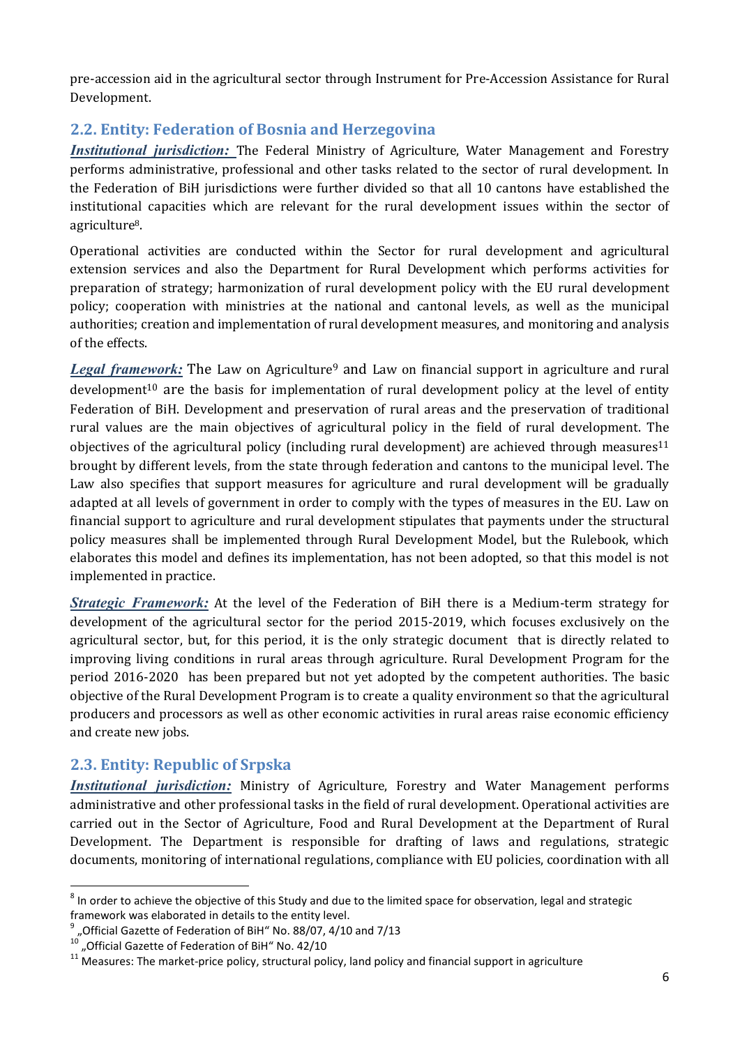pre-accession aid in the agricultural sector through Instrument for Pre-Accession Assistance for Rural Development.

## 2.2. Entity: Federation of Bosnia and Herzegovina

***Institutional jurisdiction:*** The Federal Ministry of Agriculture, Water Management and Forestry performs administrative, professional and other tasks related to the sector of rural development. In the Federation of BiH jurisdictions were further divided so that all 10 cantons have established the institutional capacities which are relevant for the rural development issues within the sector of agriculture[8].

Operational activities are conducted within the Sector for rural development and agricultural extension services and also the Department for Rural Development which performs activities for preparation of strategy; harmonization of rural development policy with the EU rural development policy; cooperation with ministries at the national and cantonal levels, as well as the municipal authorities; creation and implementation of rural development measures, and monitoring and analysis of the effects.

***Legal framework:*** The Law on Agriculture[9] and Law on financial support in agriculture and rural development[10] are the basis for implementation of rural development policy at the level of entity Federation of BiH. Development and preservation of rural areas and the preservation of traditional rural values are the main objectives of agricultural policy in the field of rural development. The objectives of the agricultural policy (including rural development) are achieved through measures[11] brought by different levels, from the state through federation and cantons to the municipal level. The Law also specifies that support measures for agriculture and rural development will be gradually adapted at all levels of government in order to comply with the types of measures in the EU. Law on financial support to agriculture and rural development stipulates that payments under the structural policy measures shall be implemented through Rural Development Model, but the Rulebook, which elaborates this model and defines its implementation, has not been adopted, so that this model is not implemented in practice.

***Strategic Framework:*** At the level of the Federation of BiH there is a Medium-term strategy for development of the agricultural sector for the period 2015-2019, which focuses exclusively on the agricultural sector, but, for this period, it is the only strategic document that is directly related to improving living conditions in rural areas through agriculture. Rural Development Program for the period 2016-2020 has been prepared but not yet adopted by the competent authorities. The basic objective of the Rural Development Program is to create a quality environment so that the agricultural producers and processors as well as other economic activities in rural areas raise economic efficiency and create new jobs.

## 2.3. Entity: Republic of Srpska

***Institutional jurisdiction:*** Ministry of Agriculture, Forestry and Water Management performs administrative and other professional tasks in the field of rural development. Operational activities are carried out in the Sector of Agriculture, Food and Rural Development at the Department of Rural Development. The Department is responsible for drafting of laws and regulations, strategic documents, monitoring of international regulations, compliance with EU policies, coordination with all

---

[8] In order to achieve the objective of this Study and due to the limited space for observation, legal and strategic framework was elaborated in details to the entity level.

[9] „Official Gazette of Federation of BiH" No. 88/07, 4/10 and 7/13

[10] „Official Gazette of Federation of BiH" No. 42/10

[11] Measures: The market-price policy, structural policy, land policy and financial support in agriculture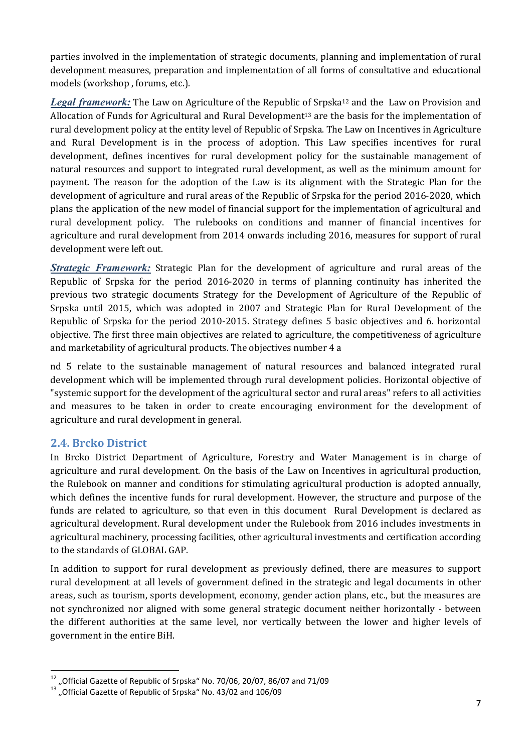parties involved in the implementation of strategic documents, planning and implementation of rural development measures, preparation and implementation of all forms of consultative and educational models (workshop , forums, etc.).

***Legal framework:*** The Law on Agriculture of the Republic of Srpska[12] and the Law on Provision and Allocation of Funds for Agricultural and Rural Development[13] are the basis for the implementation of rural development policy at the entity level of Republic of Srpska. The Law on Incentives in Agriculture and Rural Development is in the process of adoption. This Law specifies incentives for rural development, defines incentives for rural development policy for the sustainable management of natural resources and support to integrated rural development, as well as the minimum amount for payment. The reason for the adoption of the Law is its alignment with the Strategic Plan for the development of agriculture and rural areas of the Republic of Srpska for the period 2016-2020, which plans the application of the new model of financial support for the implementation of agricultural and rural development policy. The rulebooks on conditions and manner of financial incentives for agriculture and rural development from 2014 onwards including 2016, measures for support of rural development were left out.

***Strategic Framework:*** Strategic Plan for the development of agriculture and rural areas of the Republic of Srpska for the period 2016-2020 in terms of planning continuity has inherited the previous two strategic documents Strategy for the Development of Agriculture of the Republic of Srpska until 2015, which was adopted in 2007 and Strategic Plan for Rural Development of the Republic of Srpska for the period 2010-2015. Strategy defines 5 basic objectives and 6. horizontal objective. The first three main objectives are related to agriculture, the competitiveness of agriculture and marketability of agricultural products. The objectives number 4 a

nd 5 relate to the sustainable management of natural resources and balanced integrated rural development which will be implemented through rural development policies. Horizontal objective of "systemic support for the development of the agricultural sector and rural areas" refers to all activities and measures to be taken in order to create encouraging environment for the development of agriculture and rural development in general.

## 2.4. Brcko District

In Brcko District Department of Agriculture, Forestry and Water Management is in charge of agriculture and rural development. On the basis of the Law on Incentives in agricultural production, the Rulebook on manner and conditions for stimulating agricultural production is adopted annually, which defines the incentive funds for rural development. However, the structure and purpose of the funds are related to agriculture, so that even in this document Rural Development is declared as agricultural development. Rural development under the Rulebook from 2016 includes investments in agricultural machinery, processing facilities, other agricultural investments and certification according to the standards of GLOBAL GAP.

In addition to support for rural development as previously defined, there are measures to support rural development at all levels of government defined in the strategic and legal documents in other areas, such as tourism, sports development, economy, gender action plans, etc., but the measures are not synchronized nor aligned with some general strategic document neither horizontally - between the different authorities at the same level, nor vertically between the lower and higher levels of government in the entire BiH.

---

[12] „Official Gazette of Republic of Srpska" No. 70/06, 20/07, 86/07 and 71/09

[13] „Official Gazette of Republic of Srpska" No. 43/02 and 106/09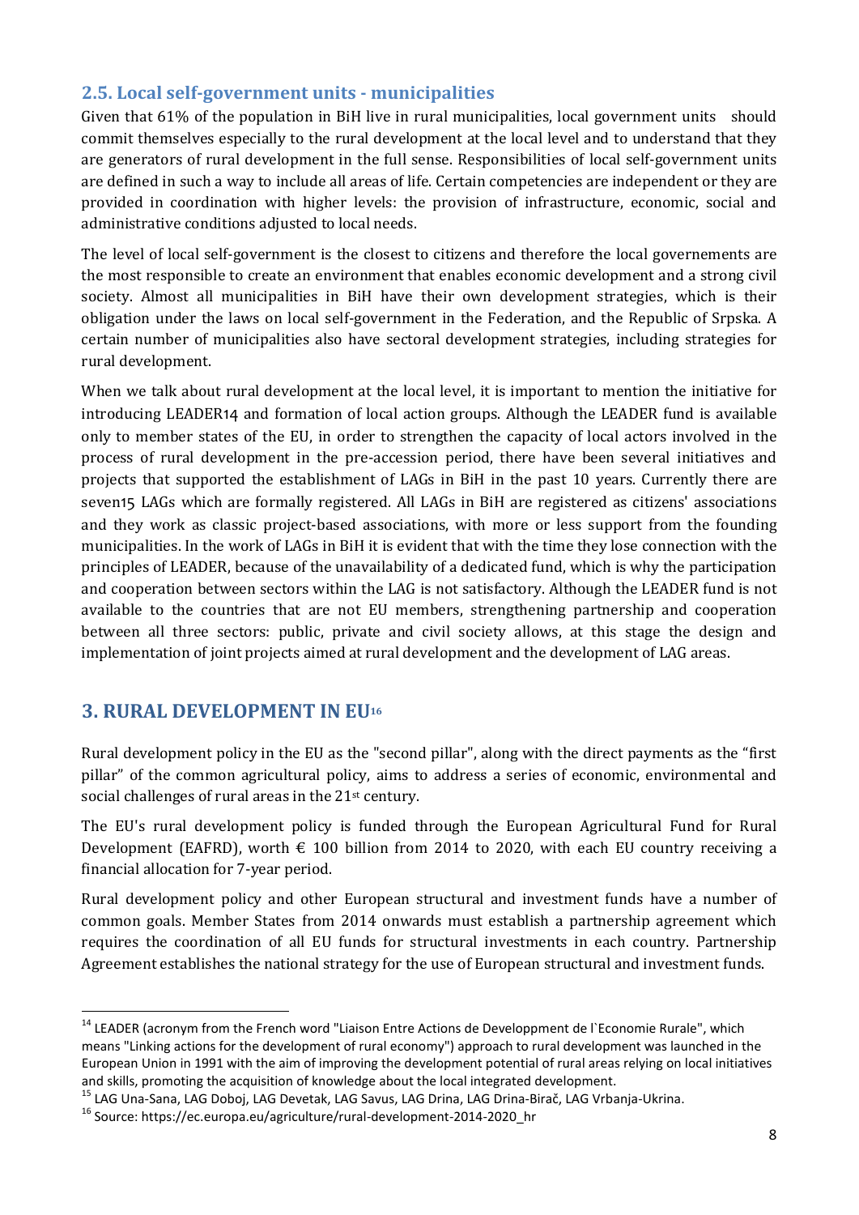## 2.5. Local self-government units - municipalities

Given that 61% of the population in BiH live in rural municipalities, local government units should commit themselves especially to the rural development at the local level and to understand that they are generators of rural development in the full sense. Responsibilities of local self-government units are defined in such a way to include all areas of life. Certain competencies are independent or they are provided in coordination with higher levels: the provision of infrastructure, economic, social and administrative conditions adjusted to local needs.

The level of local self-government is the closest to citizens and therefore the local governements are the most responsible to create an environment that enables economic development and a strong civil society. Almost all municipalities in BiH have their own development strategies, which is their obligation under the laws on local self-government in the Federation, and the Republic of Srpska. A certain number of municipalities also have sectoral development strategies, including strategies for rural development.

When we talk about rural development at the local level, it is important to mention the initiative for introducing LEADER[14] and formation of local action groups. Although the LEADER fund is available only to member states of the EU, in order to strengthen the capacity of local actors involved in the process of rural development in the pre-accession period, there have been several initiatives and projects that supported the establishment of LAGs in BiH in the past 10 years. Currently there are seven[15] LAGs which are formally registered. All LAGs in BiH are registered as citizens' associations and they work as classic project-based associations, with more or less support from the founding municipalities. In the work of LAGs in BiH it is evident that with the time they lose connection with the principles of LEADER, because of the unavailability of a dedicated fund, which is why the participation and cooperation between sectors within the LAG is not satisfactory. Although the LEADER fund is not available to the countries that are not EU members, strengthening partnership and cooperation between all three sectors: public, private and civil society allows, at this stage the design and implementation of joint projects aimed at rural development and the development of LAG areas.

# 3. RURAL DEVELOPMENT IN EU[16]

Rural development policy in the EU as the "second pillar", along with the direct payments as the "first pillar" of the common agricultural policy, aims to address a series of economic, environmental and social challenges of rural areas in the 21st century.

The EU's rural development policy is funded through the European Agricultural Fund for Rural Development (EAFRD), worth € 100 billion from 2014 to 2020, with each EU country receiving a financial allocation for 7-year period.

Rural development policy and other European structural and investment funds have a number of common goals. Member States from 2014 onwards must establish a partnership agreement which requires the coordination of all EU funds for structural investments in each country. Partnership Agreement establishes the national strategy for the use of European structural and investment funds.

---

[14] LEADER (acronym from the French word "Liaison Entre Actions de Developpment de l`Economie Rurale", which means "Linking actions for the development of rural economy") approach to rural development was launched in the European Union in 1991 with the aim of improving the development potential of rural areas relying on local initiatives and skills, promoting the acquisition of knowledge about the local integrated development.

[15] LAG Una-Sana, LAG Doboj, LAG Devetak, LAG Savus, LAG Drina, LAG Drina-Birač, LAG Vrbanja-Ukrina.

[16] Source: https://ec.europa.eu/agriculture/rural-development-2014-2020_hr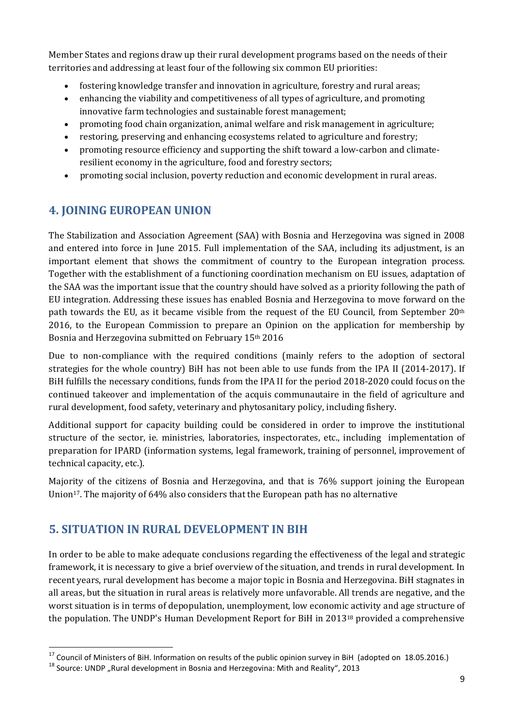Member States and regions draw up their rural development programs based on the needs of their territories and addressing at least four of the following six common EU priorities:

- fostering knowledge transfer and innovation in agriculture, forestry and rural areas;
- enhancing the viability and competitiveness of all types of agriculture, and promoting innovative farm technologies and sustainable forest management;
- promoting food chain organization, animal welfare and risk management in agriculture;
- restoring, preserving and enhancing ecosystems related to agriculture and forestry;
- promoting resource efficiency and supporting the shift toward a low-carbon and climate-resilient economy in the agriculture, food and forestry sectors;
- promoting social inclusion, poverty reduction and economic development in rural areas.

## 4. JOINING EUROPEAN UNION

The Stabilization and Association Agreement (SAA) with Bosnia and Herzegovina was signed in 2008 and entered into force in June 2015. Full implementation of the SAA, including its adjustment, is an important element that shows the commitment of country to the European integration process. Together with the establishment of a functioning coordination mechanism on EU issues, adaptation of the SAA was the important issue that the country should have solved as a priority following the path of EU integration. Addressing these issues has enabled Bosnia and Herzegovina to move forward on the path towards the EU, as it became visible from the request of the EU Council, from September 20th 2016, to the European Commission to prepare an Opinion on the application for membership by Bosnia and Herzegovina submitted on February 15th 2016

Due to non-compliance with the required conditions (mainly refers to the adoption of sectoral strategies for the whole country) BiH has not been able to use funds from the IPA II (2014-2017). If BiH fulfills the necessary conditions, funds from the IPA II for the period 2018-2020 could focus on the continued takeover and implementation of the acquis communautaire in the field of agriculture and rural development, food safety, veterinary and phytosanitary policy, including fishery.

Additional support for capacity building could be considered in order to improve the institutional structure of the sector, ie. ministries, laboratories, inspectorates, etc., including implementation of preparation for IPARD (information systems, legal framework, training of personnel, improvement of technical capacity, etc.).

Majority of the citizens of Bosnia and Herzegovina, and that is 76% support joining the European Union[17]. The majority of 64% also considers that the European path has no alternative

## 5. SITUATION IN RURAL DEVELOPMENT IN BIH

In order to be able to make adequate conclusions regarding the effectiveness of the legal and strategic framework, it is necessary to give a brief overview of the situation, and trends in rural development. In recent years, rural development has become a major topic in Bosnia and Herzegovina. BiH stagnates in all areas, but the situation in rural areas is relatively more unfavorable. All trends are negative, and the worst situation is in terms of depopulation, unemployment, low economic activity and age structure of the population. The UNDP's Human Development Report for BiH in 2013[18] provided a comprehensive

---

[17] Council of Ministers of BiH. Information on results of the public opinion survey in BiH (adopted on 18.05.2016.)

[18] Source: UNDP „Rural development in Bosnia and Herzegovina: Mith and Reality", 2013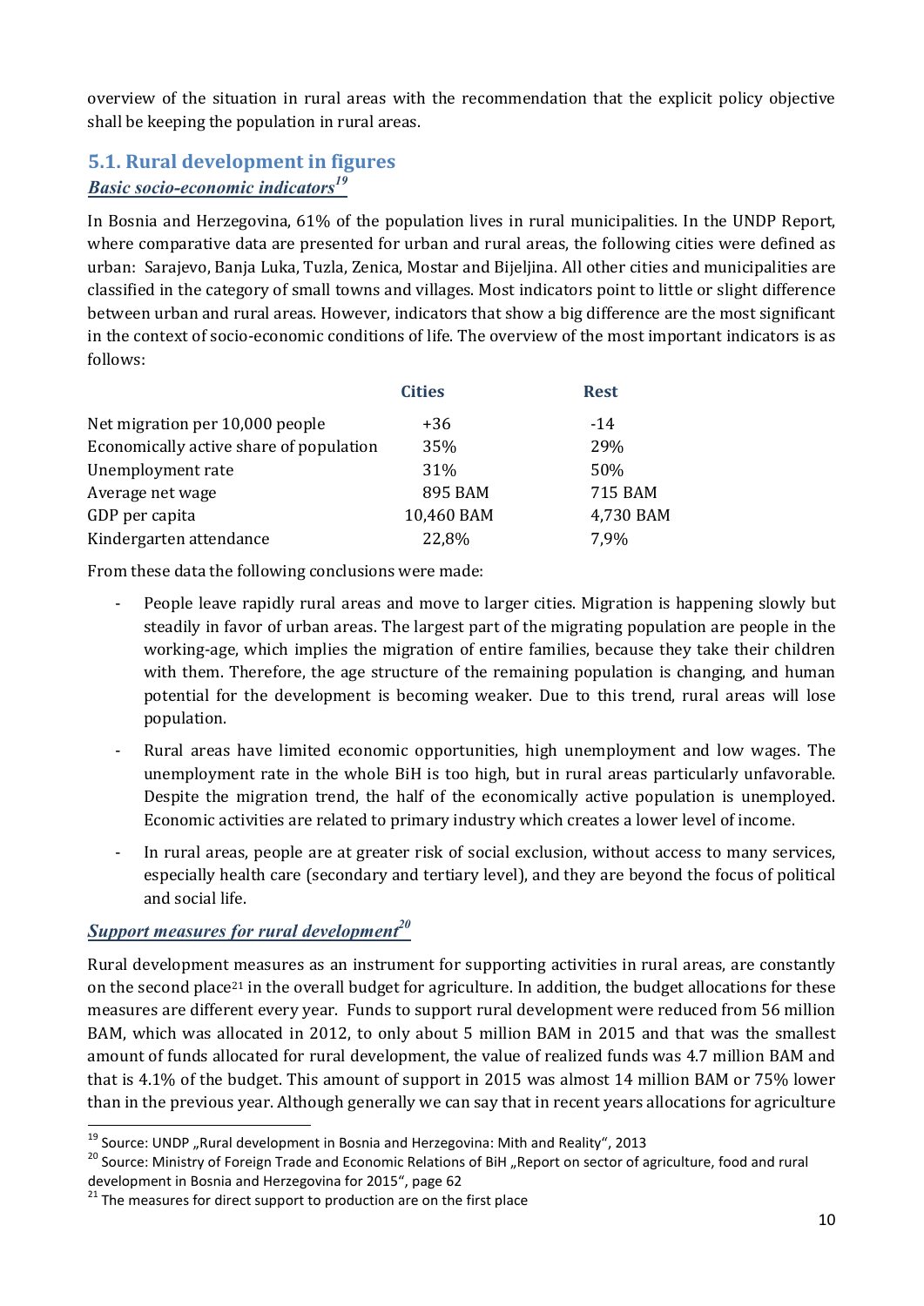overview of the situation in rural areas with the recommendation that the explicit policy objective shall be keeping the population in rural areas.

## 5.1. Rural development in figures

### ***Basic socio-economic indicators***[19]

In Bosnia and Herzegovina, 61% of the population lives in rural municipalities. In the UNDP Report, where comparative data are presented for urban and rural areas, the following cities were defined as urban: Sarajevo, Banja Luka, Tuzla, Zenica, Mostar and Bijeljina. All other cities and municipalities are classified in the category of small towns and villages. Most indicators point to little or slight difference between urban and rural areas. However, indicators that show a big difference are the most significant in the context of socio-economic conditions of life. The overview of the most important indicators is as follows:

| | Cities | Rest |
|---|---|---|
| Net migration per 10,000 people | +36 | -14 |
| Economically active share of population | 35% | 29% |
| Unemployment rate | 31% | 50% |
| Average net wage | 895 BAM | 715 BAM |
| GDP per capita | 10,460 BAM | 4,730 BAM |
| Kindergarten attendance | 22,8% | 7,9% |

From these data the following conclusions were made:

- People leave rapidly rural areas and move to larger cities. Migration is happening slowly but steadily in favor of urban areas. The largest part of the migrating population are people in the working-age, which implies the migration of entire families, because they take their children with them. Therefore, the age structure of the remaining population is changing, and human potential for the development is becoming weaker. Due to this trend, rural areas will lose population.
- Rural areas have limited economic opportunities, high unemployment and low wages. The unemployment rate in the whole BiH is too high, but in rural areas particularly unfavorable. Despite the migration trend, the half of the economically active population is unemployed. Economic activities are related to primary industry which creates a lower level of income.
- In rural areas, people are at greater risk of social exclusion, without access to many services, especially health care (secondary and tertiary level), and they are beyond the focus of political and social life.

### ***Support measures for rural development***[20]

Rural development measures as an instrument for supporting activities in rural areas, are constantly on the second place[21] in the overall budget for agriculture. In addition, the budget allocations for these measures are different every year. Funds to support rural development were reduced from 56 million BAM, which was allocated in 2012, to only about 5 million BAM in 2015 and that was the smallest amount of funds allocated for rural development, the value of realized funds was 4.7 million BAM and that is 4.1% of the budget. This amount of support in 2015 was almost 14 million BAM or 75% lower than in the previous year. Although generally we can say that in recent years allocations for agriculture

---

[19] Source: UNDP „Rural development in Bosnia and Herzegovina: Mith and Reality“, 2013

[20] Source: Ministry of Foreign Trade and Economic Relations of BiH „Report on sector of agriculture, food and rural development in Bosnia and Herzegovina for 2015“, page 62

[21] The measures for direct support to production are on the first place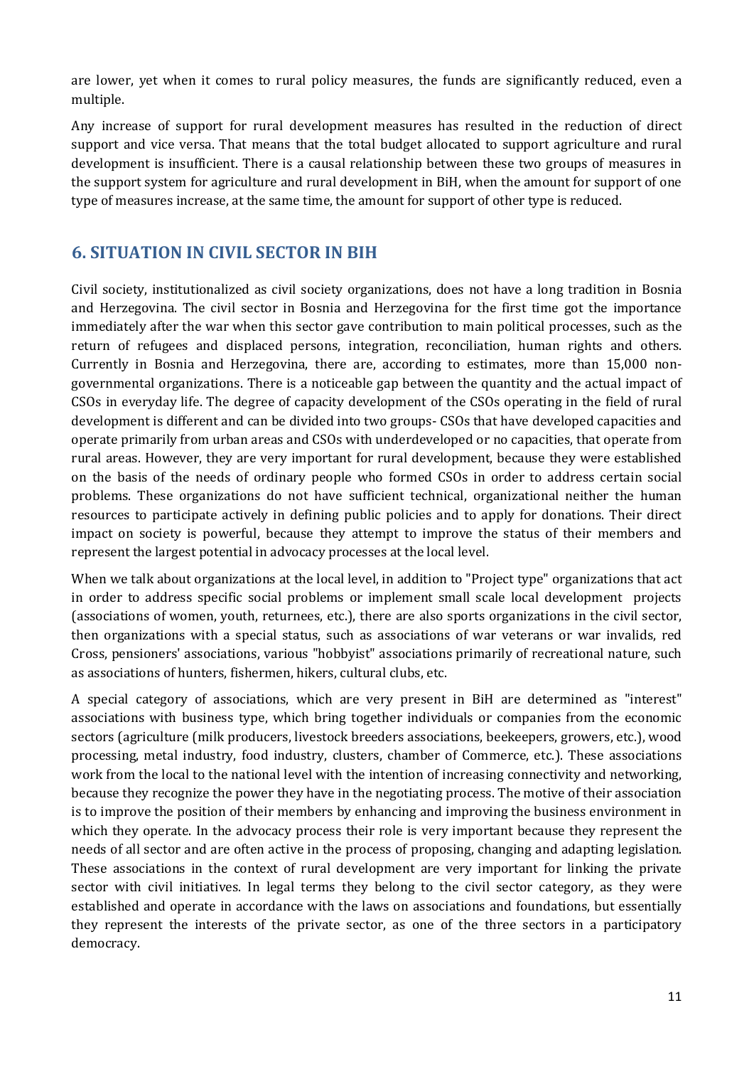are lower, yet when it comes to rural policy measures, the funds are significantly reduced, even a multiple.

Any increase of support for rural development measures has resulted in the reduction of direct support and vice versa. That means that the total budget allocated to support agriculture and rural development is insufficient. There is a causal relationship between these two groups of measures in the support system for agriculture and rural development in BiH, when the amount for support of one type of measures increase, at the same time, the amount for support of other type is reduced.

## 6. SITUATION IN CIVIL SECTOR IN BIH

Civil society, institutionalized as civil society organizations, does not have a long tradition in Bosnia and Herzegovina. The civil sector in Bosnia and Herzegovina for the first time got the importance immediately after the war when this sector gave contribution to main political processes, such as the return of refugees and displaced persons, integration, reconciliation, human rights and others. Currently in Bosnia and Herzegovina, there are, according to estimates, more than 15,000 non-governmental organizations. There is a noticeable gap between the quantity and the actual impact of CSOs in everyday life. The degree of capacity development of the CSOs operating in the field of rural development is different and can be divided into two groups- CSOs that have developed capacities and operate primarily from urban areas and CSOs with underdeveloped or no capacities, that operate from rural areas. However, they are very important for rural development, because they were established on the basis of the needs of ordinary people who formed CSOs in order to address certain social problems. These organizations do not have sufficient technical, organizational neither the human resources to participate actively in defining public policies and to apply for donations. Their direct impact on society is powerful, because they attempt to improve the status of their members and represent the largest potential in advocacy processes at the local level.

When we talk about organizations at the local level, in addition to "Project type" organizations that act in order to address specific social problems or implement small scale local development projects (associations of women, youth, returnees, etc.), there are also sports organizations in the civil sector, then organizations with a special status, such as associations of war veterans or war invalids, red Cross, pensioners' associations, various "hobbyist" associations primarily of recreational nature, such as associations of hunters, fishermen, hikers, cultural clubs, etc.

A special category of associations, which are very present in BiH are determined as "interest" associations with business type, which bring together individuals or companies from the economic sectors (agriculture (milk producers, livestock breeders associations, beekeepers, growers, etc.), wood processing, metal industry, food industry, clusters, chamber of Commerce, etc.). These associations work from the local to the national level with the intention of increasing connectivity and networking, because they recognize the power they have in the negotiating process. The motive of their association is to improve the position of their members by enhancing and improving the business environment in which they operate. In the advocacy process their role is very important because they represent the needs of all sector and are often active in the process of proposing, changing and adapting legislation. These associations in the context of rural development are very important for linking the private sector with civil initiatives. In legal terms they belong to the civil sector category, as they were established and operate in accordance with the laws on associations and foundations, but essentially they represent the interests of the private sector, as one of the three sectors in a participatory democracy.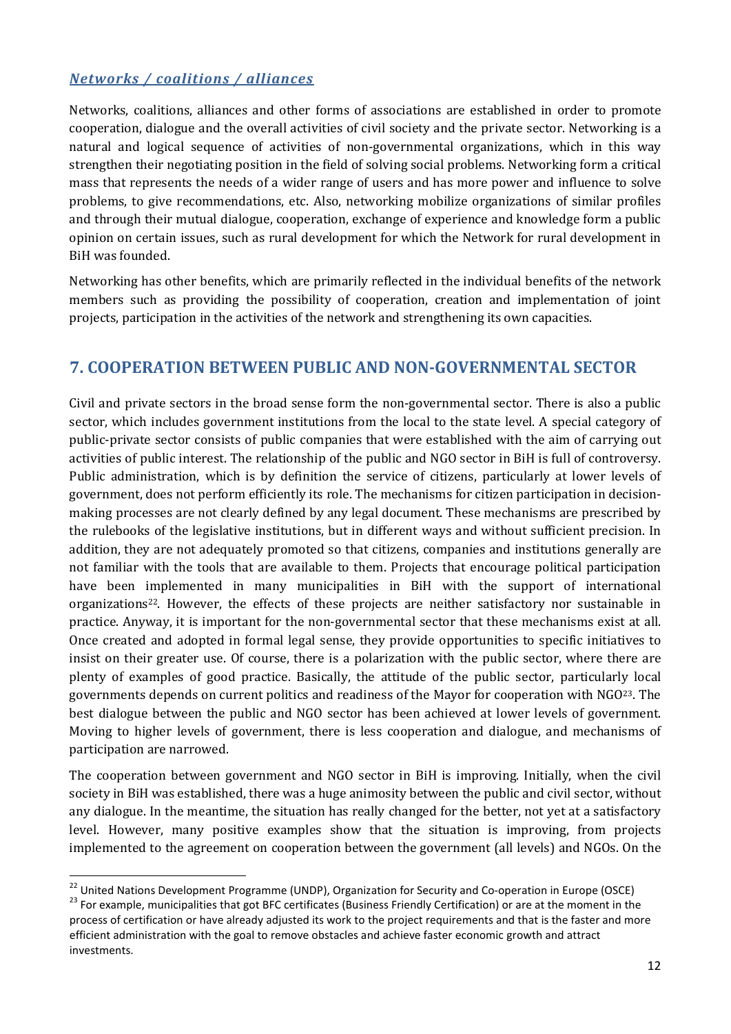### *Networks / coalitions / alliances*

Networks, coalitions, alliances and other forms of associations are established in order to promote cooperation, dialogue and the overall activities of civil society and the private sector. Networking is a natural and logical sequence of activities of non-governmental organizations, which in this way strengthen their negotiating position in the field of solving social problems. Networking form a critical mass that represents the needs of a wider range of users and has more power and influence to solve problems, to give recommendations, etc. Also, networking mobilize organizations of similar profiles and through their mutual dialogue, cooperation, exchange of experience and knowledge form a public opinion on certain issues, such as rural development for which the Network for rural development in BiH was founded.

Networking has other benefits, which are primarily reflected in the individual benefits of the network members such as providing the possibility of cooperation, creation and implementation of joint projects, participation in the activities of the network and strengthening its own capacities.

## 7. COOPERATION BETWEEN PUBLIC AND NON-GOVERNMENTAL SECTOR

Civil and private sectors in the broad sense form the non-governmental sector. There is also a public sector, which includes government institutions from the local to the state level. A special category of public-private sector consists of public companies that were established with the aim of carrying out activities of public interest. The relationship of the public and NGO sector in BiH is full of controversy. Public administration, which is by definition the service of citizens, particularly at lower levels of government, does not perform efficiently its role. The mechanisms for citizen participation in decision-making processes are not clearly defined by any legal document. These mechanisms are prescribed by the rulebooks of the legislative institutions, but in different ways and without sufficient precision. In addition, they are not adequately promoted so that citizens, companies and institutions generally are not familiar with the tools that are available to them. Projects that encourage political participation have been implemented in many municipalities in BiH with the support of international organizations[22]. However, the effects of these projects are neither satisfactory nor sustainable in practice. Anyway, it is important for the non-governmental sector that these mechanisms exist at all. Once created and adopted in formal legal sense, they provide opportunities to specific initiatives to insist on their greater use. Of course, there is a polarization with the public sector, where there are plenty of examples of good practice. Basically, the attitude of the public sector, particularly local governments depends on current politics and readiness of the Mayor for cooperation with NGO[23]. The best dialogue between the public and NGO sector has been achieved at lower levels of government. Moving to higher levels of government, there is less cooperation and dialogue, and mechanisms of participation are narrowed.

The cooperation between government and NGO sector in BiH is improving. Initially, when the civil society in BiH was established, there was a huge animosity between the public and civil sector, without any dialogue. In the meantime, the situation has really changed for the better, not yet at a satisfactory level. However, many positive examples show that the situation is improving, from projects implemented to the agreement on cooperation between the government (all levels) and NGOs. On the

[22] United Nations Development Programme (UNDP), Organization for Security and Co-operation in Europe (OSCE)

[23] For example, municipalities that got BFC certificates (Business Friendly Certification) or are at the moment in the process of certification or have already adjusted its work to the project requirements and that is the faster and more efficient administration with the goal to remove obstacles and achieve faster economic growth and attract investments.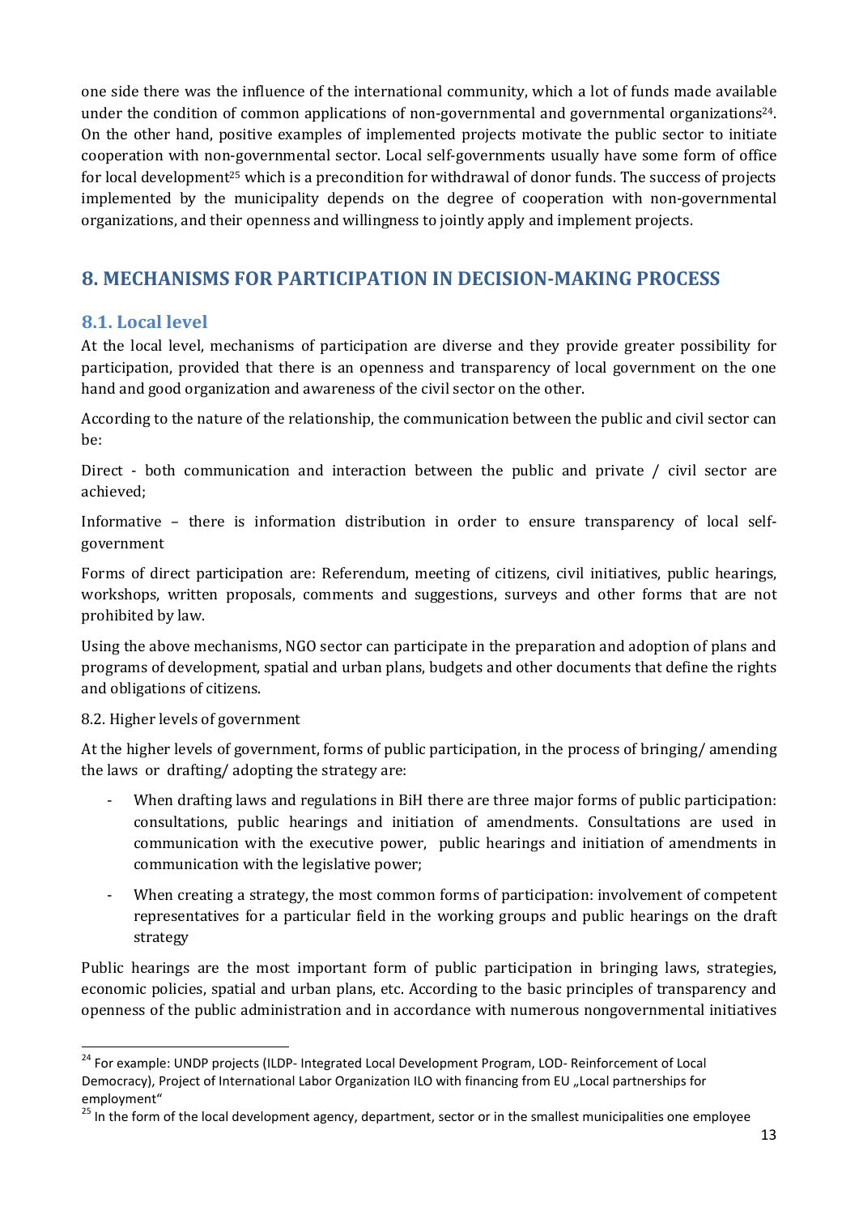one side there was the influence of the international community, which a lot of funds made available under the condition of common applications of non-governmental and governmental organizations[24]. On the other hand, positive examples of implemented projects motivate the public sector to initiate cooperation with non-governmental sector. Local self-governments usually have some form of office for local development[25] which is a precondition for withdrawal of donor funds. The success of projects implemented by the municipality depends on the degree of cooperation with non-governmental organizations, and their openness and willingness to jointly apply and implement projects.

# 8. MECHANISMS FOR PARTICIPATION IN DECISION-MAKING PROCESS

## 8.1. Local level

At the local level, mechanisms of participation are diverse and they provide greater possibility for participation, provided that there is an openness and transparency of local government on the one hand and good organization and awareness of the civil sector on the other.

According to the nature of the relationship, the communication between the public and civil sector can be:

Direct - both communication and interaction between the public and private / civil sector are achieved;

Informative – there is information distribution in order to ensure transparency of local self-government

Forms of direct participation are: Referendum, meeting of citizens, civil initiatives, public hearings, workshops, written proposals, comments and suggestions, surveys and other forms that are not prohibited by law.

Using the above mechanisms, NGO sector can participate in the preparation and adoption of plans and programs of development, spatial and urban plans, budgets and other documents that define the rights and obligations of citizens.

8.2. Higher levels of government

At the higher levels of government, forms of public participation, in the process of bringing/ amending the laws or drafting/ adopting the strategy are:

- When drafting laws and regulations in BiH there are three major forms of public participation: consultations, public hearings and initiation of amendments. Consultations are used in communication with the executive power, public hearings and initiation of amendments in communication with the legislative power;
- When creating a strategy, the most common forms of participation: involvement of competent representatives for a particular field in the working groups and public hearings on the draft strategy

Public hearings are the most important form of public participation in bringing laws, strategies, economic policies, spatial and urban plans, etc. According to the basic principles of transparency and openness of the public administration and in accordance with numerous nongovernmental initiatives

---

[24] For example: UNDP projects (ILDP- Integrated Local Development Program, LOD- Reinforcement of Local Democracy), Project of International Labor Organization ILO with financing from EU „Local partnerships for employment"

[25] In the form of the local development agency, department, sector or in the smallest municipalities one employee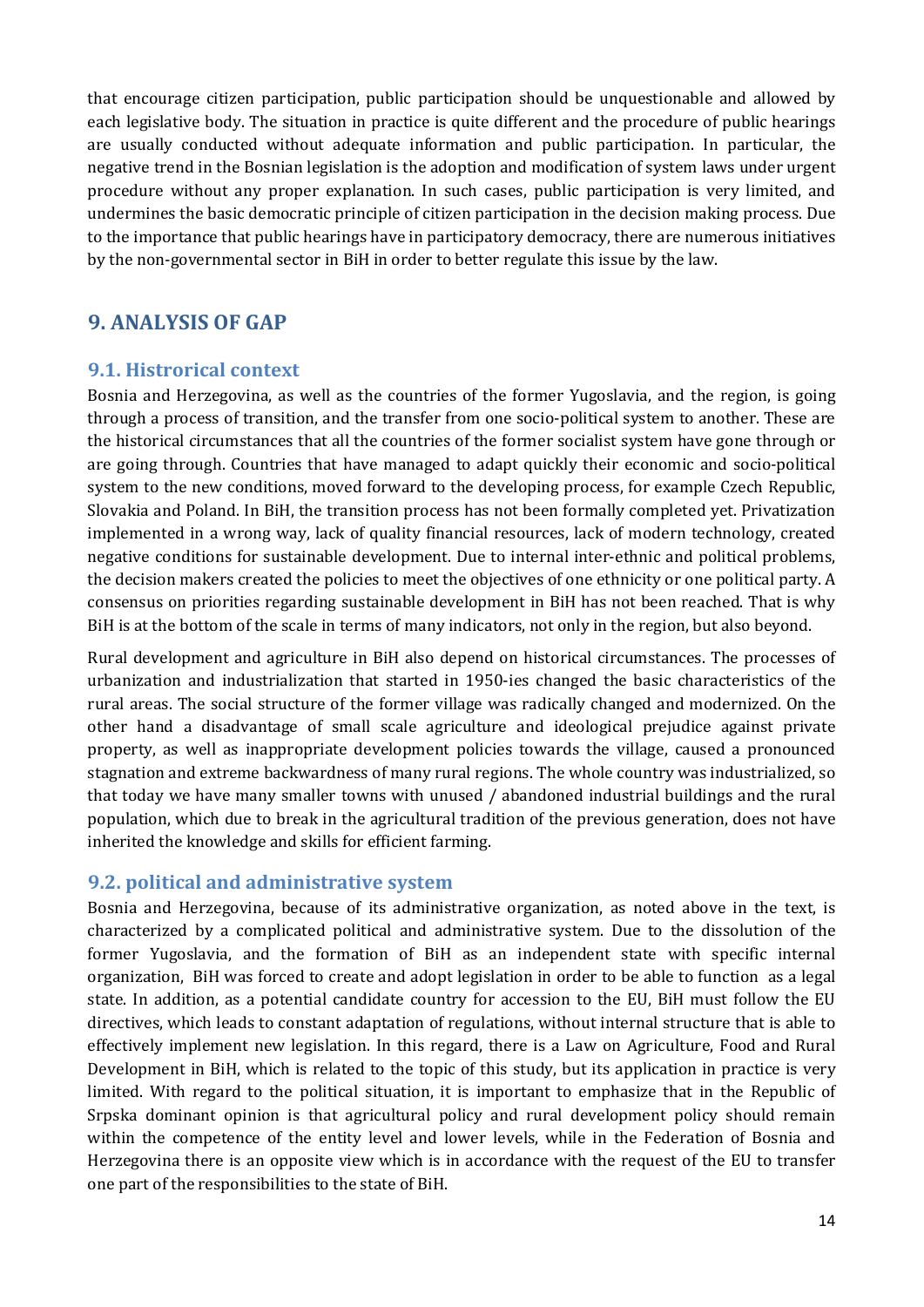that encourage citizen participation, public participation should be unquestionable and allowed by each legislative body. The situation in practice is quite different and the procedure of public hearings are usually conducted without adequate information and public participation. In particular, the negative trend in the Bosnian legislation is the adoption and modification of system laws under urgent procedure without any proper explanation. In such cases, public participation is very limited, and undermines the basic democratic principle of citizen participation in the decision making process. Due to the importance that public hearings have in participatory democracy, there are numerous initiatives by the non-governmental sector in BiH in order to better regulate this issue by the law.

## 9. ANALYSIS OF GAP

### 9.1. Histrorical context

Bosnia and Herzegovina, as well as the countries of the former Yugoslavia, and the region, is going through a process of transition, and the transfer from one socio-political system to another. These are the historical circumstances that all the countries of the former socialist system have gone through or are going through. Countries that have managed to adapt quickly their economic and socio-political system to the new conditions, moved forward to the developing process, for example Czech Republic, Slovakia and Poland. In BiH, the transition process has not been formally completed yet. Privatization implemented in a wrong way, lack of quality financial resources, lack of modern technology, created negative conditions for sustainable development. Due to internal inter-ethnic and political problems, the decision makers created the policies to meet the objectives of one ethnicity or one political party. A consensus on priorities regarding sustainable development in BiH has not been reached. That is why BiH is at the bottom of the scale in terms of many indicators, not only in the region, but also beyond.

Rural development and agriculture in BiH also depend on historical circumstances. The processes of urbanization and industrialization that started in 1950-ies changed the basic characteristics of the rural areas. The social structure of the former village was radically changed and modernized. On the other hand a disadvantage of small scale agriculture and ideological prejudice against private property, as well as inappropriate development policies towards the village, caused a pronounced stagnation and extreme backwardness of many rural regions. The whole country was industrialized, so that today we have many smaller towns with unused / abandoned industrial buildings and the rural population, which due to break in the agricultural tradition of the previous generation, does not have inherited the knowledge and skills for efficient farming.

### 9.2. political and administrative system

Bosnia and Herzegovina, because of its administrative organization, as noted above in the text, is characterized by a complicated political and administrative system. Due to the dissolution of the former Yugoslavia, and the formation of BiH as an independent state with specific internal organization, BiH was forced to create and adopt legislation in order to be able to function as a legal state. In addition, as a potential candidate country for accession to the EU, BiH must follow the EU directives, which leads to constant adaptation of regulations, without internal structure that is able to effectively implement new legislation. In this regard, there is a Law on Agriculture, Food and Rural Development in BiH, which is related to the topic of this study, but its application in practice is very limited. With regard to the political situation, it is important to emphasize that in the Republic of Srpska dominant opinion is that agricultural policy and rural development policy should remain within the competence of the entity level and lower levels, while in the Federation of Bosnia and Herzegovina there is an opposite view which is in accordance with the request of the EU to transfer one part of the responsibilities to the state of BiH.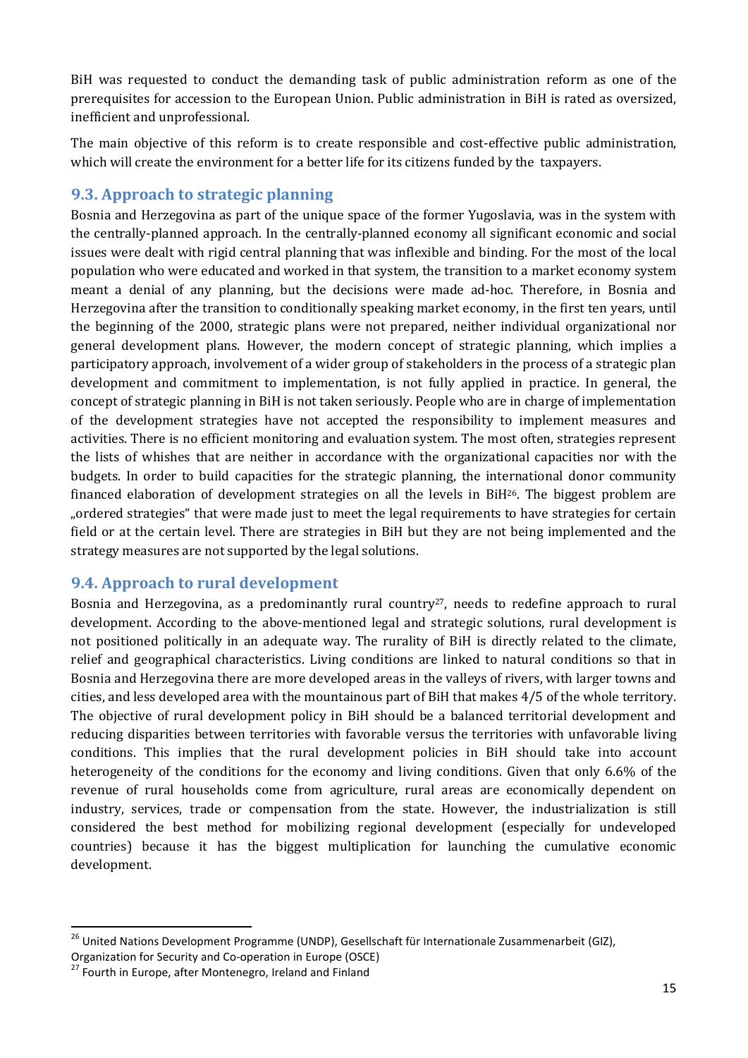BiH was requested to conduct the demanding task of public administration reform as one of the prerequisites for accession to the European Union. Public administration in BiH is rated as oversized, inefficient and unprofessional.

The main objective of this reform is to create responsible and cost-effective public administration, which will create the environment for a better life for its citizens funded by the taxpayers.

## 9.3. Approach to strategic planning

Bosnia and Herzegovina as part of the unique space of the former Yugoslavia, was in the system with the centrally-planned approach. In the centrally-planned economy all significant economic and social issues were dealt with rigid central planning that was inflexible and binding. For the most of the local population who were educated and worked in that system, the transition to a market economy system meant a denial of any planning, but the decisions were made ad-hoc. Therefore, in Bosnia and Herzegovina after the transition to conditionally speaking market economy, in the first ten years, until the beginning of the 2000, strategic plans were not prepared, neither individual organizational nor general development plans. However, the modern concept of strategic planning, which implies a participatory approach, involvement of a wider group of stakeholders in the process of a strategic plan development and commitment to implementation, is not fully applied in practice. In general, the concept of strategic planning in BiH is not taken seriously. People who are in charge of implementation of the development strategies have not accepted the responsibility to implement measures and activities. There is no efficient monitoring and evaluation system. The most often, strategies represent the lists of whishes that are neither in accordance with the organizational capacities nor with the budgets. In order to build capacities for the strategic planning, the international donor community financed elaboration of development strategies on all the levels in BiH[26]. The biggest problem are „ordered strategies" that were made just to meet the legal requirements to have strategies for certain field or at the certain level. There are strategies in BiH but they are not being implemented and the strategy measures are not supported by the legal solutions.

## 9.4. Approach to rural development

Bosnia and Herzegovina, as a predominantly rural country[27], needs to redefine approach to rural development. According to the above-mentioned legal and strategic solutions, rural development is not positioned politically in an adequate way. The rurality of BiH is directly related to the climate, relief and geographical characteristics. Living conditions are linked to natural conditions so that in Bosnia and Herzegovina there are more developed areas in the valleys of rivers, with larger towns and cities, and less developed area with the mountainous part of BiH that makes 4/5 of the whole territory. The objective of rural development policy in BiH should be a balanced territorial development and reducing disparities between territories with favorable versus the territories with unfavorable living conditions. This implies that the rural development policies in BiH should take into account heterogeneity of the conditions for the economy and living conditions. Given that only 6.6% of the revenue of rural households come from agriculture, rural areas are economically dependent on industry, services, trade or compensation from the state. However, the industrialization is still considered the best method for mobilizing regional development (especially for undeveloped countries) because it has the biggest multiplication for launching the cumulative economic development.

[26] United Nations Development Programme (UNDP), Gesellschaft für Internationale Zusammenarbeit (GIZ), Organization for Security and Co-operation in Europe (OSCE)

[27] Fourth in Europe, after Montenegro, Ireland and Finland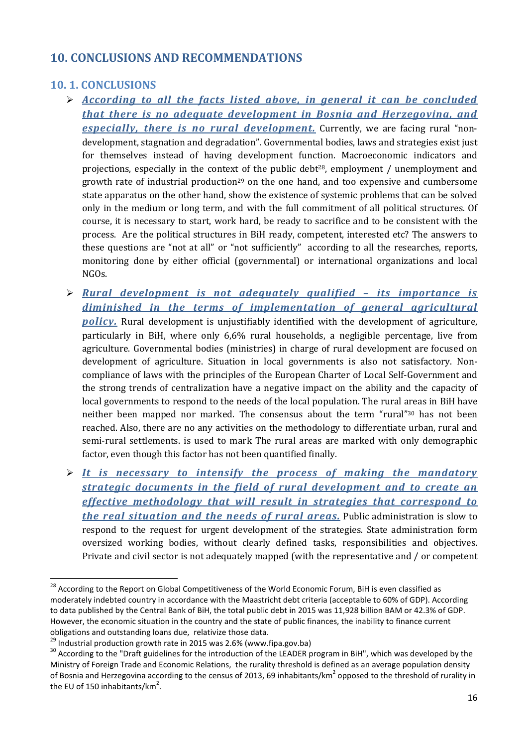## 10. CONCLUSIONS AND RECOMMENDATIONS

### 10. 1. CONCLUSIONS

- ***According to all the facts listed above, in general it can be concluded that there is no adequate development in Bosnia and Herzegovina, and especially, there is no rural development.*** Currently, we are facing rural "non-development, stagnation and degradation". Governmental bodies, laws and strategies exist just for themselves instead of having development function. Macroeconomic indicators and projections, especially in the context of the public debt[28], employment / unemployment and growth rate of industrial production[29] on the one hand, and too expensive and cumbersome state apparatus on the other hand, show the existence of systemic problems that can be solved only in the medium or long term, and with the full commitment of all political structures. Of course, it is necessary to start, work hard, be ready to sacrifice and to be consistent with the process. Are the political structures in BiH ready, competent, interested etc? The answers to these questions are "not at all" or "not sufficiently" according to all the researches, reports, monitoring done by either official (governmental) or international organizations and local NGOs.
- ***Rural development is not adequately qualified – its importance is diminished in the terms of implementation of general agricultural policy.*** Rural development is unjustifiably identified with the development of agriculture, particularly in BiH, where only 6,6% rural households, a negligible percentage, live from agriculture. Governmental bodies (ministries) in charge of rural development are focused on development of agriculture. Situation in local governments is also not satisfactory. Non-compliance of laws with the principles of the European Charter of Local Self-Government and the strong trends of centralization have a negative impact on the ability and the capacity of local governments to respond to the needs of the local population. The rural areas in BiH have neither been mapped nor marked. The consensus about the term "rural"[30] has not been reached. Also, there are no any activities on the methodology to differentiate urban, rural and semi-rural settlements. is used to mark The rural areas are marked with only demographic factor, even though this factor has not been quantified finally.
- ***It is necessary to intensify the process of making the mandatory strategic documents in the field of rural development and to create an effective methodology that will result in strategies that correspond to the real situation and the needs of rural areas.*** Public administration is slow to respond to the request for urgent development of the strategies. State administration form oversized working bodies, without clearly defined tasks, responsibilities and objectives. Private and civil sector is not adequately mapped (with the representative and / or competent

---

[28] According to the Report on Global Competitiveness of the World Economic Forum, BiH is even classified as moderately indebted country in accordance with the Maastricht debt criteria (acceptable to 60% of GDP). According to data published by the Central Bank of BiH, the total public debt in 2015 was 11,928 billion BAM or 42.3% of GDP. However, the economic situation in the country and the state of public finances, the inability to finance current obligations and outstanding loans due, relativize those data.

[29] Industrial production growth rate in 2015 was 2.6% (www.fipa.gov.ba)

[30] According to the "Draft guidelines for the introduction of the LEADER program in BiH", which was developed by the Ministry of Foreign Trade and Economic Relations, the rurality threshold is defined as an average population density of Bosnia and Herzegovina according to the census of 2013, 69 inhabitants/km$^2$ opposed to the threshold of rurality in the EU of 150 inhabitants/km$^2$.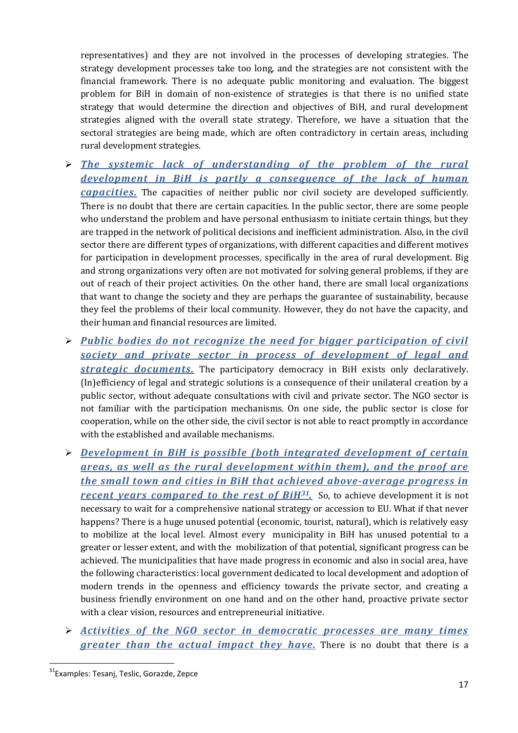representatives) and they are not involved in the processes of developing strategies. The strategy development processes take too long, and the strategies are not consistent with the financial framework. There is no adequate public monitoring and evaluation. The biggest problem for BiH in domain of non-existence of strategies is that there is no unified state strategy that would determine the direction and objectives of BiH, and rural development strategies aligned with the overall state strategy. Therefore, we have a situation that the sectoral strategies are being made, which are often contradictory in certain areas, including rural development strategies.

- ***The systemic lack of understanding of the problem of the rural development in BiH is partly a consequence of the lack of human capacities.*** The capacities of neither public nor civil society are developed sufficiently. There is no doubt that there are certain capacities. In the public sector, there are some people who understand the problem and have personal enthusiasm to initiate certain things, but they are trapped in the network of political decisions and inefficient administration. Also, in the civil sector there are different types of organizations, with different capacities and different motives for participation in development processes, specifically in the area of rural development. Big and strong organizations very often are not motivated for solving general problems, if they are out of reach of their project activities. On the other hand, there are small local organizations that want to change the society and they are perhaps the guarantee of sustainability, because they feel the problems of their local community. However, they do not have the capacity, and their human and financial resources are limited.

- ***Public bodies do not recognize the need for bigger participation of civil society and private sector in process of development of legal and strategic documents.*** The participatory democracy in BiH exists only declaratively. (In)efficiency of legal and strategic solutions is a consequence of their unilateral creation by a public sector, without adequate consultations with civil and private sector. The NGO sector is not familiar with the participation mechanisms. On one side, the public sector is close for cooperation, while on the other side, the civil sector is not able to react promptly in accordance with the established and available mechanisms.

- ***Development in BiH is possible (both integrated development of certain areas, as well as the rural development within them), and the proof are the small town and cities in BiH that achieved above-average progress in recent years compared to the rest of BiH[31].*** So, to achieve development it is not necessary to wait for a comprehensive national strategy or accession to EU. What if that never happens? There is a huge unused potential (economic, tourist, natural), which is relatively easy to mobilize at the local level. Almost every municipality in BiH has unused potential to a greater or lesser extent, and with the mobilization of that potential, significant progress can be achieved. The municipalities that have made progress in economic and also in social area, have the following characteristics: local government dedicated to local development and adoption of modern trends in the openness and efficiency towards the private sector, and creating a business friendly environment on one hand and on the other hand, proactive private sector with a clear vision, resources and entrepreneurial initiative.

- ***Activities of the NGO sector in democratic processes are many times greater than the actual impact they have.*** There is no doubt that there is a

---

[31] Examples: Tesanj, Teslic, Gorazde, Zepce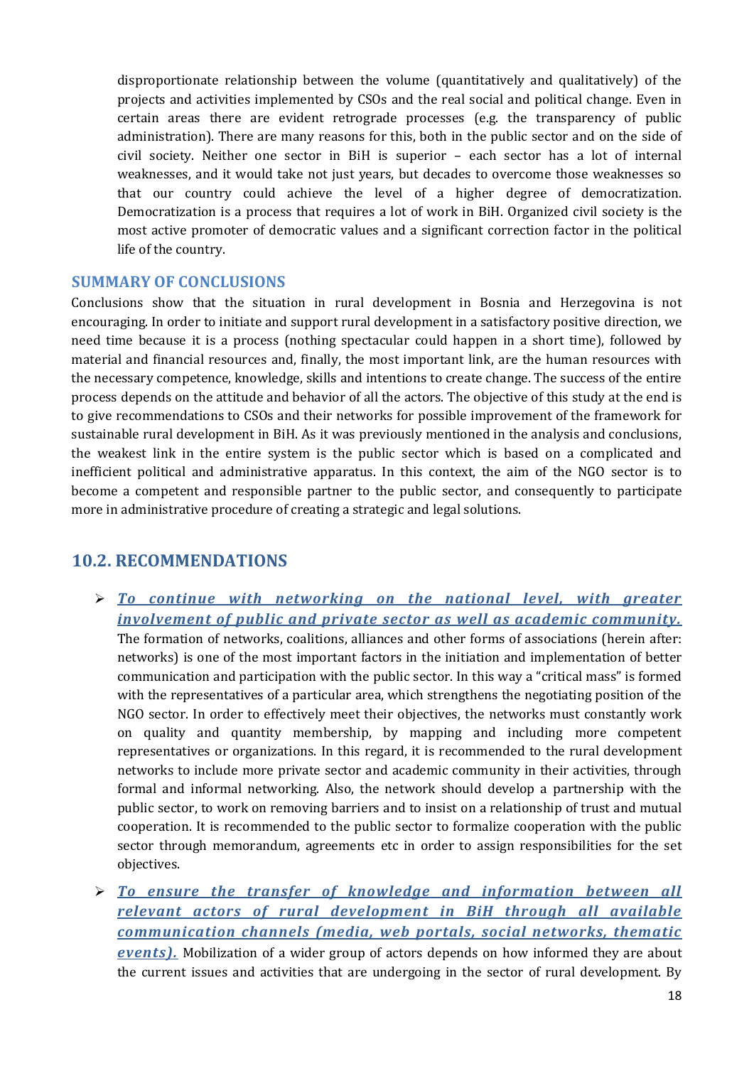disproportionate relationship between the volume (quantitatively and qualitatively) of the projects and activities implemented by CSOs and the real social and political change. Even in certain areas there are evident retrograde processes (e.g. the transparency of public administration). There are many reasons for this, both in the public sector and on the side of civil society. Neither one sector in BiH is superior – each sector has a lot of internal weaknesses, and it would take not just years, but decades to overcome those weaknesses so that our country could achieve the level of a higher degree of democratization. Democratization is a process that requires a lot of work in BiH. Organized civil society is the most active promoter of democratic values and a significant correction factor in the political life of the country.

### SUMMARY OF CONCLUSIONS

Conclusions show that the situation in rural development in Bosnia and Herzegovina is not encouraging. In order to initiate and support rural development in a satisfactory positive direction, we need time because it is a process (nothing spectacular could happen in a short time), followed by material and financial resources and, finally, the most important link, are the human resources with the necessary competence, knowledge, skills and intentions to create change. The success of the entire process depends on the attitude and behavior of all the actors. The objective of this study at the end is to give recommendations to CSOs and their networks for possible improvement of the framework for sustainable rural development in BiH. As it was previously mentioned in the analysis and conclusions, the weakest link in the entire system is the public sector which is based on a complicated and inefficient political and administrative apparatus. In this context, the aim of the NGO sector is to become a competent and responsible partner to the public sector, and consequently to participate more in administrative procedure of creating a strategic and legal solutions.

## 10.2. RECOMMENDATIONS

- ***To continue with networking on the national level, with greater involvement of public and private sector as well as academic community.*** The formation of networks, coalitions, alliances and other forms of associations (herein after: networks) is one of the most important factors in the initiation and implementation of better communication and participation with the public sector. In this way a "critical mass" is formed with the representatives of a particular area, which strengthens the negotiating position of the NGO sector. In order to effectively meet their objectives, the networks must constantly work on quality and quantity membership, by mapping and including more competent representatives or organizations. In this regard, it is recommended to the rural development networks to include more private sector and academic community in their activities, through formal and informal networking. Also, the network should develop a partnership with the public sector, to work on removing barriers and to insist on a relationship of trust and mutual cooperation. It is recommended to the public sector to formalize cooperation with the public sector through memorandum, agreements etc in order to assign responsibilities for the set objectives.

- ***To ensure the transfer of knowledge and information between all relevant actors of rural development in BiH through all available communication channels (media, web portals, social networks, thematic events).*** Mobilization of a wider group of actors depends on how informed they are about the current issues and activities that are undergoing in the sector of rural development. By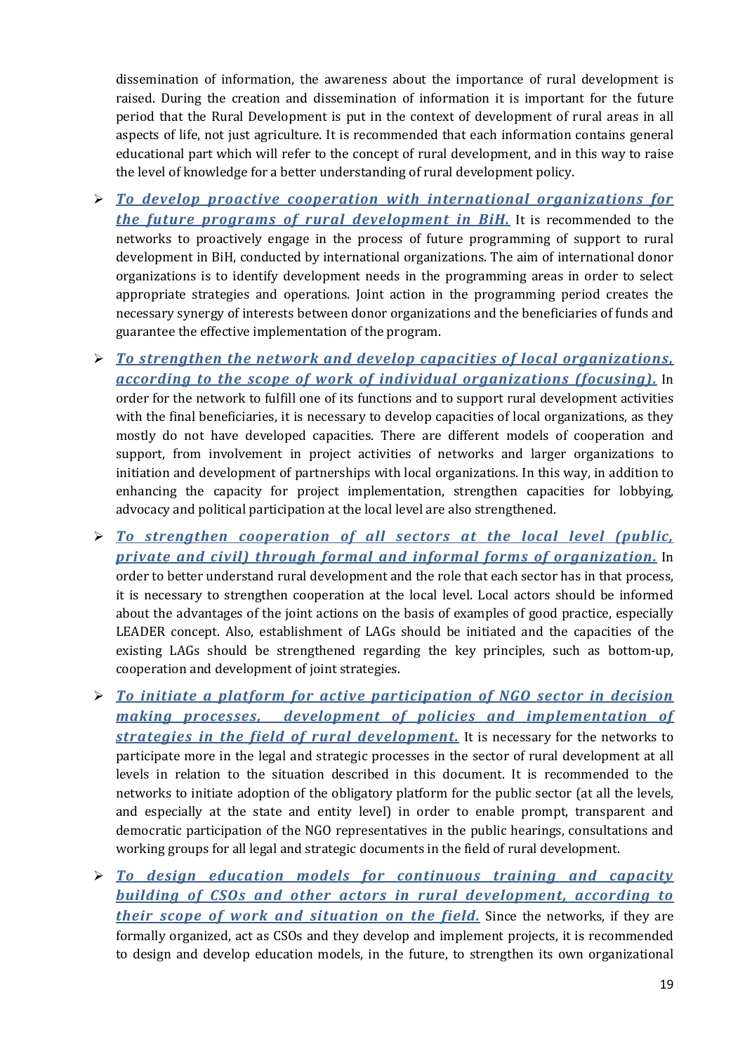dissemination of information, the awareness about the importance of rural development is raised. During the creation and dissemination of information it is important for the future period that the Rural Development is put in the context of development of rural areas in all aspects of life, not just agriculture. It is recommended that each information contains general educational part which will refer to the concept of rural development, and in this way to raise the level of knowledge for a better understanding of rural development policy.

- ***To develop proactive cooperation with international organizations for the future programs of rural development in BiH.*** It is recommended to the networks to proactively engage in the process of future programming of support to rural development in BiH, conducted by international organizations. The aim of international donor organizations is to identify development needs in the programming areas in order to select appropriate strategies and operations. Joint action in the programming period creates the necessary synergy of interests between donor organizations and the beneficiaries of funds and guarantee the effective implementation of the program.
- ***To strengthen the network and develop capacities of local organizations, according to the scope of work of individual organizations (focusing).*** In order for the network to fulfill one of its functions and to support rural development activities with the final beneficiaries, it is necessary to develop capacities of local organizations, as they mostly do not have developed capacities. There are different models of cooperation and support, from involvement in project activities of networks and larger organizations to initiation and development of partnerships with local organizations. In this way, in addition to enhancing the capacity for project implementation, strengthen capacities for lobbying, advocacy and political participation at the local level are also strengthened.
- ***To strengthen cooperation of all sectors at the local level (public, private and civil) through formal and informal forms of organization.*** In order to better understand rural development and the role that each sector has in that process, it is necessary to strengthen cooperation at the local level. Local actors should be informed about the advantages of the joint actions on the basis of examples of good practice, especially LEADER concept. Also, establishment of LAGs should be initiated and the capacities of the existing LAGs should be strengthened regarding the key principles, such as bottom-up, cooperation and development of joint strategies.
- ***To initiate a platform for active participation of NGO sector in decision making processes, development of policies and implementation of strategies in the field of rural development.*** It is necessary for the networks to participate more in the legal and strategic processes in the sector of rural development at all levels in relation to the situation described in this document. It is recommended to the networks to initiate adoption of the obligatory platform for the public sector (at all the levels, and especially at the state and entity level) in order to enable prompt, transparent and democratic participation of the NGO representatives in the public hearings, consultations and working groups for all legal and strategic documents in the field of rural development.
- ***To design education models for continuous training and capacity building of CSOs and other actors in rural development, according to their scope of work and situation on the field.*** Since the networks, if they are formally organized, act as CSOs and they develop and implement projects, it is recommended to design and develop education models, in the future, to strengthen its own organizational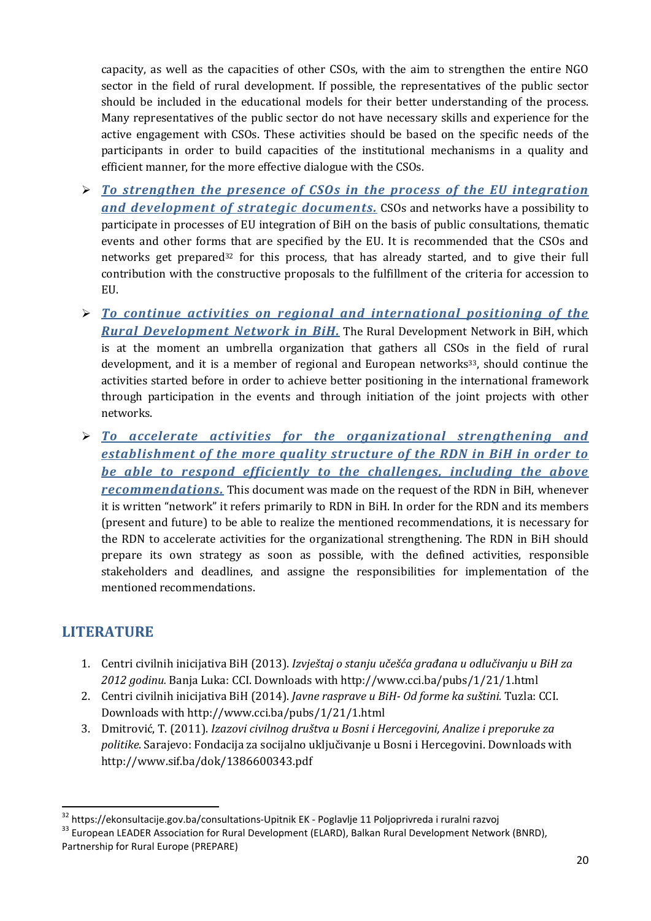capacity, as well as the capacities of other CSOs, with the aim to strengthen the entire NGO sector in the field of rural development. If possible, the representatives of the public sector should be included in the educational models for their better understanding of the process. Many representatives of the public sector do not have necessary skills and experience for the active engagement with CSOs. These activities should be based on the specific needs of the participants in order to build capacities of the institutional mechanisms in a quality and efficient manner, for the more effective dialogue with the CSOs.

- ***To strengthen the presence of CSOs in the process of the EU integration and development of strategic documents.*** CSOs and networks have a possibility to participate in processes of EU integration of BiH on the basis of public consultations, thematic events and other forms that are specified by the EU. It is recommended that the CSOs and networks get prepared[32] for this process, that has already started, and to give their full contribution with the constructive proposals to the fulfillment of the criteria for accession to EU.
- ***To continue activities on regional and international positioning of the Rural Development Network in BiH.*** The Rural Development Network in BiH, which is at the moment an umbrella organization that gathers all CSOs in the field of rural development, and it is a member of regional and European networks[33], should continue the activities started before in order to achieve better positioning in the international framework through participation in the events and through initiation of the joint projects with other networks.
- ***To accelerate activities for the organizational strengthening and establishment of the more quality structure of the RDN in BiH in order to be able to respond efficiently to the challenges, including the above recommendations.*** This document was made on the request of the RDN in BiH, whenever it is written "network" it refers primarily to RDN in BiH. In order for the RDN and its members (present and future) to be able to realize the mentioned recommendations, it is necessary for the RDN to accelerate activities for the organizational strengthening. The RDN in BiH should prepare its own strategy as soon as possible, with the defined activities, responsible stakeholders and deadlines, and assigne the responsibilities for implementation of the mentioned recommendations.

## LITERATURE

1. Centri civilnih inicijativa BiH (2013). *Izvještaj o stanju učešća građana u odlučivanju u BiH za 2012 godinu.* Banja Luka: CCI. Downloads with http://www.cci.ba/pubs/1/21/1.html
2. Centri civilnih inicijativa BiH (2014). *Javne rasprave u BiH- Od forme ka suštini.* Tuzla: CCI. Downloads with http://www.cci.ba/pubs/1/21/1.html
3. Dmitrović, T. (2011). *Izazovi civilnog društva u Bosni i Hercegovini, Analize i preporuke za politike.* Sarajevo: Fondacija za socijalno uključivanje u Bosni i Hercegovini. Downloads with http://www.sif.ba/dok/1386600343.pdf

---

[32] https://ekonsultacije.gov.ba/consultations-Upitnik EK - Poglavlje 11 Poljoprivreda i ruralni razvoj

[33] European LEADER Association for Rural Development (ELARD), Balkan Rural Development Network (BNRD), Partnership for Rural Europe (PREPARE)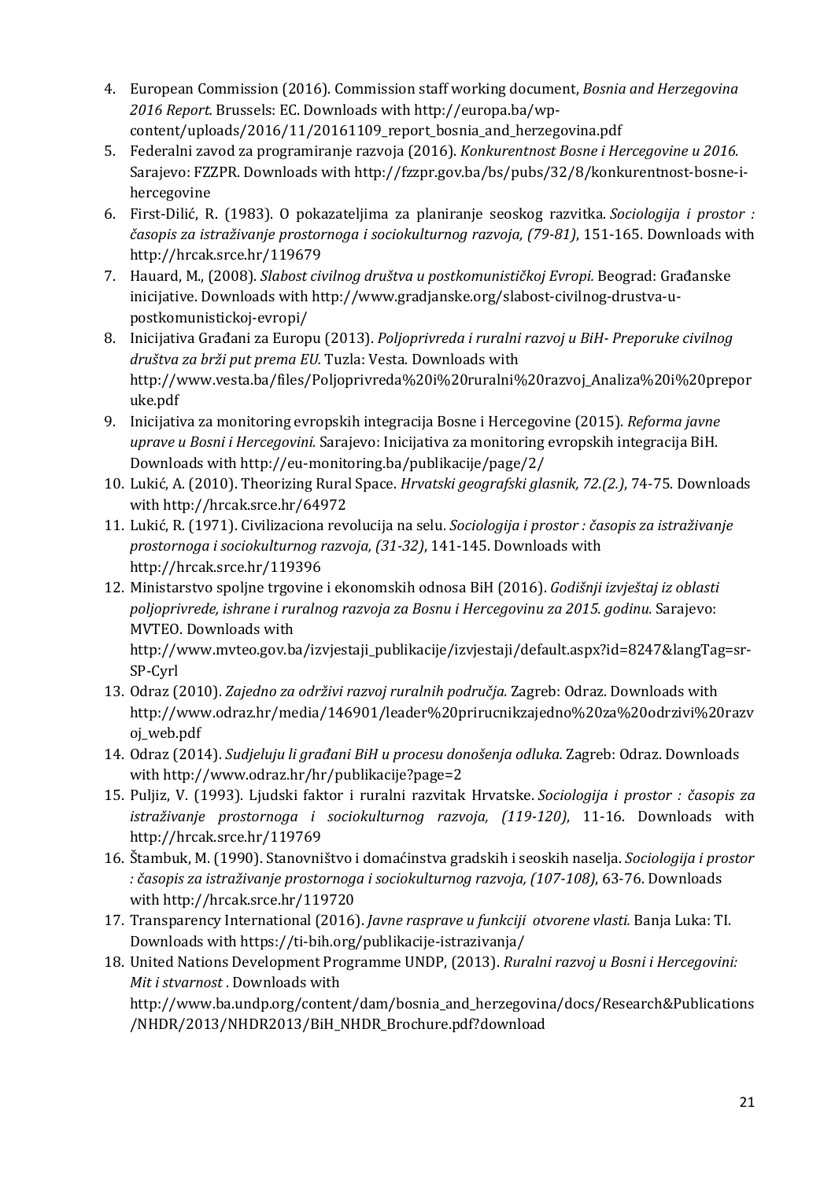4. European Commission (2016). Commission staff working document, *Bosnia and Herzegovina 2016 Report.* Brussels: EC. Downloads with http://europa.ba/wp-content/uploads/2016/11/20161109_report_bosnia_and_herzegovina.pdf
5. Federalni zavod za programiranje razvoja (2016). *Konkurentnost Bosne i Hercegovine u 2016.* Sarajevo: FZZPR. Downloads with http://fzzpr.gov.ba/bs/pubs/32/8/konkurentnost-bosne-i-hercegovine
6. First-Dilić, R. (1983). O pokazateljima za planiranje seoskog razvitka. *Sociologija i prostor : časopis za istraživanje prostornoga i sociokulturnog razvoja, (79-81)*, 151-165. Downloads with http://hrcak.srce.hr/119679
7. Hauard, M., (2008). *Slabost civilnog društva u postkomunističkoj Evropi.* Beograd: Građanske inicijative. Downloads with http://www.gradjanske.org/slabost-civilnog-drustva-u-postkomunistickoj-evropi/
8. Inicijativa Građani za Europu (2013). *Poljoprivreda i ruralni razvoj u BiH- Preporuke civilnog društva za brži put prema EU.* Tuzla: Vesta. Downloads with http://www.vesta.ba/files/Poljoprivreda%20i%20ruralni%20razvoj_Analiza%20i%20preporuke.pdf
9. Inicijativa za monitoring evropskih integracija Bosne i Hercegovine (2015). *Reforma javne uprave u Bosni i Hercegovini.* Sarajevo: Inicijativa za monitoring evropskih integracija BiH. Downloads with http://eu-monitoring.ba/publikacije/page/2/
10. Lukić, A. (2010). Theorizing Rural Space. *Hrvatski geografski glasnik, 72.(2.)*, 74-75. Downloads with http://hrcak.srce.hr/64972
11. Lukić, R. (1971). Civilizaciona revolucija na selu. *Sociologija i prostor : časopis za istraživanje prostornoga i sociokulturnog razvoja, (31-32)*, 141-145. Downloads with http://hrcak.srce.hr/119396
12. Ministarstvo spoljne trgovine i ekonomskih odnosa BiH (2016). *Godišnji izvještaj iz oblasti poljoprivrede, ishrane i ruralnog razvoja za Bosnu i Hercegovinu za 2015. godinu.* Sarajevo: MVTEO. Downloads with http://www.mvteo.gov.ba/izvjestaji_publikacije/izvjestaji/default.aspx?id=8247&langTag=sr-SP-Cyrl
13. Odraz (2010). *Zajedno za održivi razvoj ruralnih područja.* Zagreb: Odraz. Downloads with http://www.odraz.hr/media/146901/leader%20prirucnikzajedno%20za%20odrzivi%20razvoj_web.pdf
14. Odraz (2014). *Sudjeluju li građani BiH u procesu donošenja odluka.* Zagreb: Odraz. Downloads with http://www.odraz.hr/hr/publikacije?page=2
15. Puljiz, V. (1993). Ljudski faktor i ruralni razvitak Hrvatske. *Sociologija i prostor : časopis za istraživanje prostornoga i sociokulturnog razvoja, (119-120)*, 11-16. Downloads with http://hrcak.srce.hr/119769
16. Štambuk, M. (1990). Stanovništvo i domaćinstva gradskih i seoskih naselja. *Sociologija i prostor : časopis za istraživanje prostornoga i sociokulturnog razvoja, (107-108)*, 63-76. Downloads with http://hrcak.srce.hr/119720
17. Transparency International (2016). *Javne rasprave u funkciji otvorene vlasti.* Banja Luka: TI. Downloads with https://ti-bih.org/publikacije-istrazivanja/
18. United Nations Development Programme UNDP, (2013). *Ruralni razvoj u Bosni i Hercegovini: Mit i stvarnost* . Downloads with http://www.ba.undp.org/content/dam/bosnia_and_herzegovina/docs/Research&Publications/NHDR/2013/NHDR2013/BiH_NHDR_Brochure.pdf?download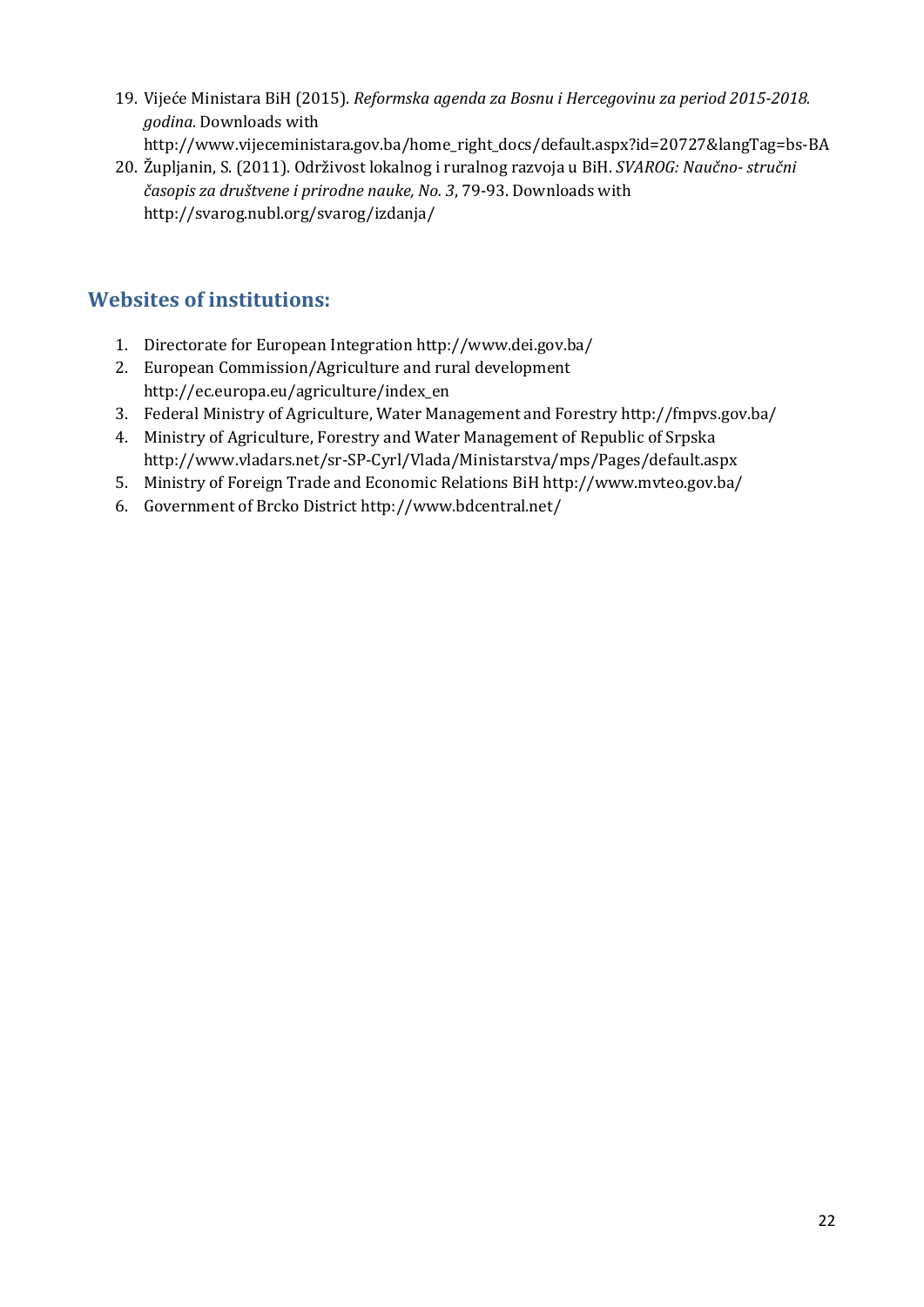19. Vijeće Ministara BiH (2015). *Reformska agenda za Bosnu i Hercegovinu za period 2015-2018. godina*. Downloads with http://www.vijeceministara.gov.ba/home_right_docs/default.aspx?id=20727&langTag=bs-BA
20. Županjanin, S. (2011). Održivost lokalnog i ruralnog razvoja u BiH. *SVAROG: Naučno- stručni časopis za društvene i prirodne nauke, No. 3*, 79-93. Downloads with http://svarog.nubl.org/svarog/izdanja/

## Websites of institutions:

1. Directorate for European Integration http://www.dei.gov.ba/
2. European Commission/Agriculture and rural development http://ec.europa.eu/agriculture/index_en
3. Federal Ministry of Agriculture, Water Management and Forestry http://fmpvs.gov.ba/
4. Ministry of Agriculture, Forestry and Water Management of Republic of Srpska http://www.vladars.net/sr-SP-Cyrl/Vlada/Ministarstva/mps/Pages/default.aspx
5. Ministry of Foreign Trade and Economic Relations BiH http://www.mvteo.gov.ba/
6. Government of Brcko District http://www.bdcentral.net/